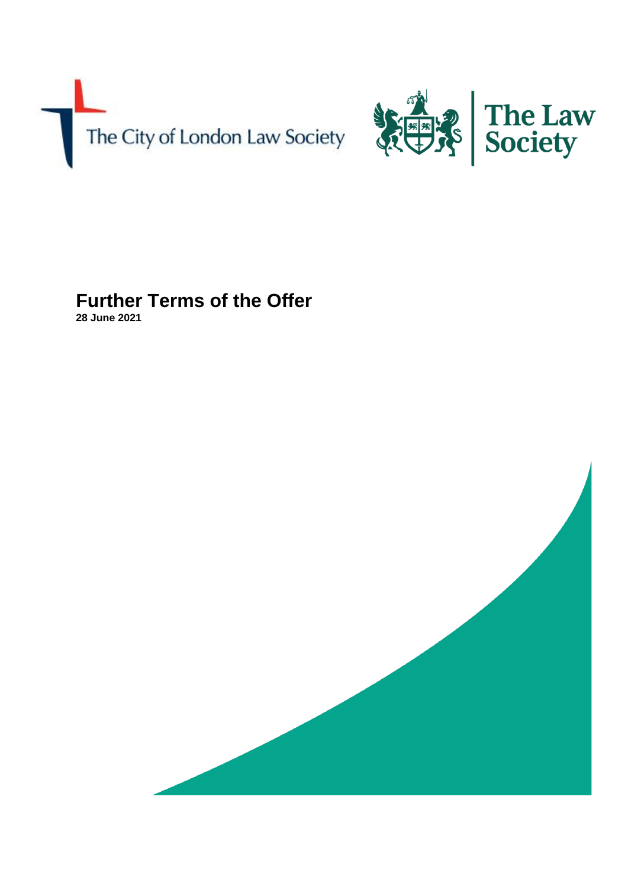The City of London Law Society

The Law Society

# Further Terms of the Offer

**28 June 2021**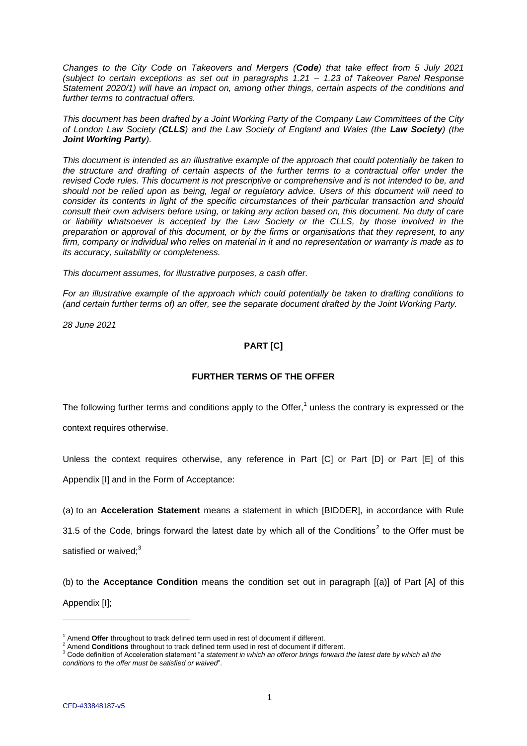*Changes to the City Code on Takeovers and Mergers (**Code**) that take effect from 5 July 2021 (subject to certain exceptions as set out in paragraphs 1.21 – 1.23 of Takeover Panel Response Statement 2020/1) will have an impact on, among other things, certain aspects of the conditions and further terms to contractual offers.*

*This document has been drafted by a Joint Working Party of the Company Law Committees of the City of London Law Society (**CLLS**) and the Law Society of England and Wales (the **Law Society**) (the **Joint Working Party**).*

*This document is intended as an illustrative example of the approach that could potentially be taken to the structure and drafting of certain aspects of the further terms to a contractual offer under the revised Code rules. This document is not prescriptive or comprehensive and is not intended to be, and should not be relied upon as being, legal or regulatory advice. Users of this document will need to consider its contents in light of the specific circumstances of their particular transaction and should consult their own advisers before using, or taking any action based on, this document. No duty of care or liability whatsoever is accepted by the Law Society or the CLLS, by those involved in the preparation or approval of this document, or by the firms or organisations that they represent, to any firm, company or individual who relies on material in it and no representation or warranty is made as to its accuracy, suitability or completeness.*

*This document assumes, for illustrative purposes, a cash offer.*

*For an illustrative example of the approach which could potentially be taken to drafting conditions to (and certain further terms of) an offer, see the separate document drafted by the Joint Working Party.*

*28 June 2021*

## PART [C]

## FURTHER TERMS OF THE OFFER

The following further terms and conditions apply to the Offer,[1] unless the contrary is expressed or the context requires otherwise.

Unless the context requires otherwise, any reference in Part [C] or Part [D] or Part [E] of this Appendix [I] and in the Form of Acceptance:

(a) to an **Acceleration Statement** means a statement in which [BIDDER], in accordance with Rule 31.5 of the Code, brings forward the latest date by which all of the Conditions[2] to the Offer must be satisfied or waived;[3]

(b) to the **Acceptance Condition** means the condition set out in paragraph [(a)] of Part [A] of this Appendix [I];

---

[1] Amend **Offer** throughout to track defined term used in rest of document if different.

[2] Amend **Conditions** throughout to track defined term used in rest of document if different.

[3] Code definition of Acceleration statement "*a statement in which an offeror brings forward the latest date by which all the conditions to the offer must be satisfied or waived*".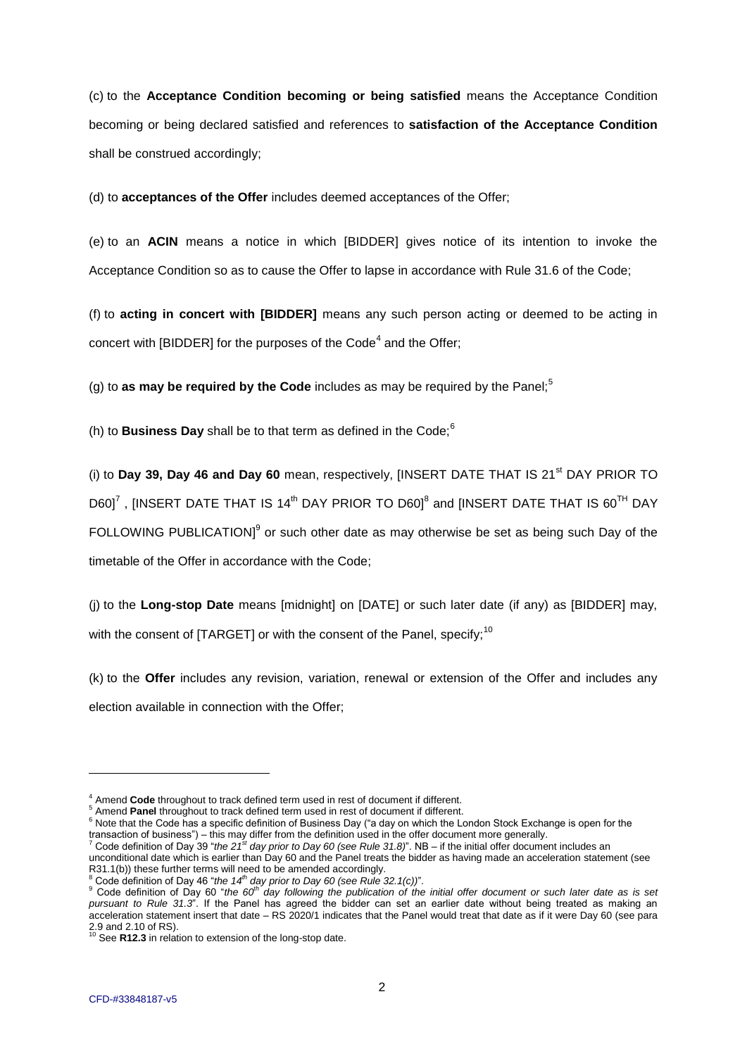(c) to the **Acceptance Condition becoming or being satisfied** means the Acceptance Condition becoming or being declared satisfied and references to **satisfaction of the Acceptance Condition** shall be construed accordingly;

(d) to **acceptances of the Offer** includes deemed acceptances of the Offer;

(e) to an **ACIN** means a notice in which [BIDDER] gives notice of its intention to invoke the Acceptance Condition so as to cause the Offer to lapse in accordance with Rule 31.6 of the Code;

(f) to **acting in concert with [BIDDER]** means any such person acting or deemed to be acting in concert with [BIDDER] for the purposes of the Code[4] and the Offer;

(g) to **as may be required by the Code** includes as may be required by the Panel;[5]

(h) to **Business Day** shall be to that term as defined in the Code;[6]

(i) to **Day 39, Day 46 and Day 60** mean, respectively, [INSERT DATE THAT IS 21st DAY PRIOR TO D60][7], [INSERT DATE THAT IS 14th DAY PRIOR TO D60][8] and [INSERT DATE THAT IS 60TH DAY FOLLOWING PUBLICATION][9] or such other date as may otherwise be set as being such Day of the timetable of the Offer in accordance with the Code;

(j) to the **Long-stop Date** means [midnight] on [DATE] or such later date (if any) as [BIDDER] may, with the consent of [TARGET] or with the consent of the Panel, specify;[10]

(k) to the **Offer** includes any revision, variation, renewal or extension of the Offer and includes any election available in connection with the Offer;

---

[4] Amend **Code** throughout to track defined term used in rest of document if different.

[5] Amend **Panel** throughout to track defined term used in rest of document if different.

[6] Note that the Code has a specific definition of Business Day ("a day on which the London Stock Exchange is open for the transaction of business") – this may differ from the definition used in the offer document more generally.

[7] Code definition of Day 39 "*the 21st day prior to Day 60 (see Rule 31.8)*". NB – if the initial offer document includes an unconditional date which is earlier than Day 60 and the Panel treats the bidder as having made an acceleration statement (see R31.1(b)) these further terms will need to be amended accordingly.

[8] Code definition of Day 46 "*the 14th day prior to Day 60 (see Rule 32.1(c))*".

[9] Code definition of Day 60 "*the 60th day following the publication of the initial offer document or such later date as is set pursuant to Rule 31.3*". If the Panel has agreed the bidder can set an earlier date without being treated as making an acceleration statement insert that date – RS 2020/1 indicates that the Panel would treat that date as if it were Day 60 (see para 2.9 and 2.10 of RS).

[10] See **R12.3** in relation to extension of the long-stop date.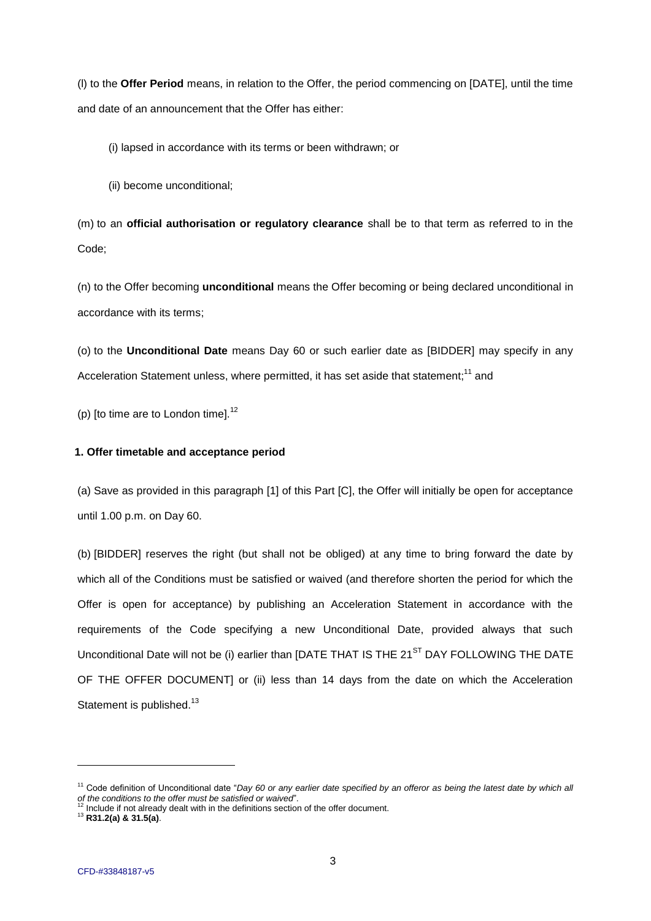(l) to the **Offer Period** means, in relation to the Offer, the period commencing on [DATE], until the time and date of an announcement that the Offer has either:

(i) lapsed in accordance with its terms or been withdrawn; or

(ii) become unconditional;

(m) to an **official authorisation or regulatory clearance** shall be to that term as referred to in the Code;

(n) to the Offer becoming **unconditional** means the Offer becoming or being declared unconditional in accordance with its terms;

(o) to the **Unconditional Date** means Day 60 or such earlier date as [BIDDER] may specify in any Acceleration Statement unless, where permitted, it has set aside that statement;[11] and

(p) [to time are to London time].[12]

## 1. Offer timetable and acceptance period

(a) Save as provided in this paragraph [1] of this Part [C], the Offer will initially be open for acceptance until 1.00 p.m. on Day 60.

(b) [BIDDER] reserves the right (but shall not be obliged) at any time to bring forward the date by which all of the Conditions must be satisfied or waived (and therefore shorten the period for which the Offer is open for acceptance) by publishing an Acceleration Statement in accordance with the requirements of the Code specifying a new Unconditional Date, provided always that such Unconditional Date will not be (i) earlier than [DATE THAT IS THE 21ST DAY FOLLOWING THE DATE OF THE OFFER DOCUMENT] or (ii) less than 14 days from the date on which the Acceleration Statement is published.[13]

---

[11] Code definition of Unconditional date "*Day 60 or any earlier date specified by an offeror as being the latest date by which all of the conditions to the offer must be satisfied or waived*".

[12] Include if not already dealt with in the definitions section of the offer document.

[13] **R31.2(a) & 31.5(a)**.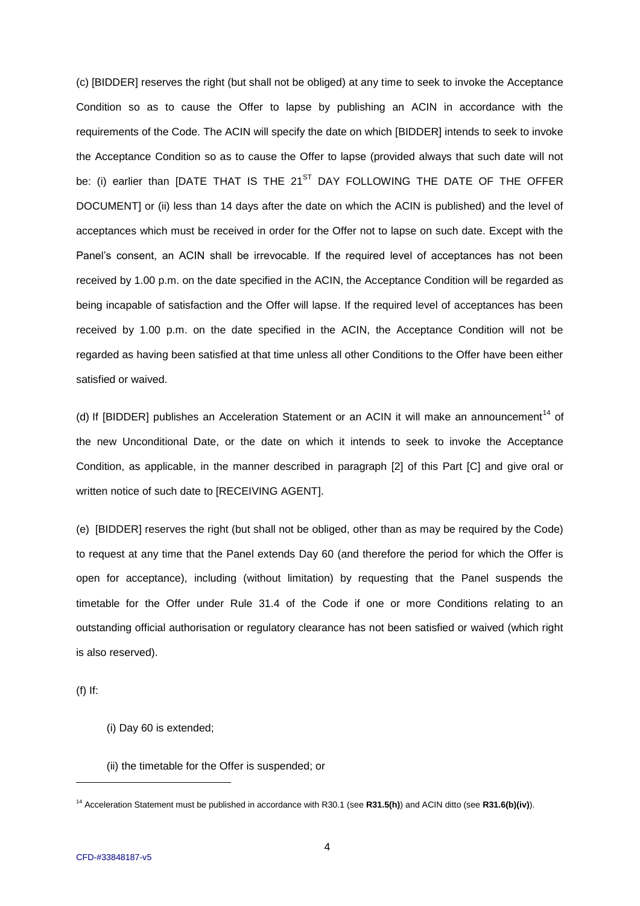(c) [BIDDER] reserves the right (but shall not be obliged) at any time to seek to invoke the Acceptance Condition so as to cause the Offer to lapse by publishing an ACIN in accordance with the requirements of the Code. The ACIN will specify the date on which [BIDDER] intends to seek to invoke the Acceptance Condition so as to cause the Offer to lapse (provided always that such date will not be: (i) earlier than [DATE THAT IS THE 21ST DAY FOLLOWING THE DATE OF THE OFFER DOCUMENT] or (ii) less than 14 days after the date on which the ACIN is published) and the level of acceptances which must be received in order for the Offer not to lapse on such date. Except with the Panel's consent, an ACIN shall be irrevocable. If the required level of acceptances has not been received by 1.00 p.m. on the date specified in the ACIN, the Acceptance Condition will be regarded as being incapable of satisfaction and the Offer will lapse. If the required level of acceptances has been received by 1.00 p.m. on the date specified in the ACIN, the Acceptance Condition will not be regarded as having been satisfied at that time unless all other Conditions to the Offer have been either satisfied or waived.

(d) If [BIDDER] publishes an Acceleration Statement or an ACIN it will make an announcement[14] of the new Unconditional Date, or the date on which it intends to seek to invoke the Acceptance Condition, as applicable, in the manner described in paragraph [2] of this Part [C] and give oral or written notice of such date to [RECEIVING AGENT].

(e) [BIDDER] reserves the right (but shall not be obliged, other than as may be required by the Code) to request at any time that the Panel extends Day 60 (and therefore the period for which the Offer is open for acceptance), including (without limitation) by requesting that the Panel suspends the timetable for the Offer under Rule 31.4 of the Code if one or more Conditions relating to an outstanding official authorisation or regulatory clearance has not been satisfied or waived (which right is also reserved).

(f) If:

(i) Day 60 is extended;

(ii) the timetable for the Offer is suspended; or

---

[14] Acceleration Statement must be published in accordance with R30.1 (see **R31.5(h)**) and ACIN ditto (see **R31.6(b)(iv)**).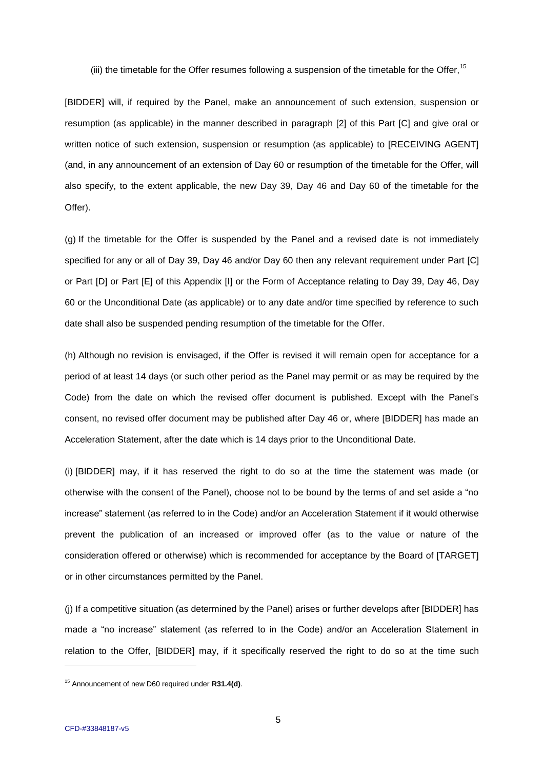(iii) the timetable for the Offer resumes following a suspension of the timetable for the Offer,[15]

[BIDDER] will, if required by the Panel, make an announcement of such extension, suspension or resumption (as applicable) in the manner described in paragraph [2] of this Part [C] and give oral or written notice of such extension, suspension or resumption (as applicable) to [RECEIVING AGENT] (and, in any announcement of an extension of Day 60 or resumption of the timetable for the Offer, will also specify, to the extent applicable, the new Day 39, Day 46 and Day 60 of the timetable for the Offer).

(g) If the timetable for the Offer is suspended by the Panel and a revised date is not immediately specified for any or all of Day 39, Day 46 and/or Day 60 then any relevant requirement under Part [C] or Part [D] or Part [E] of this Appendix [I] or the Form of Acceptance relating to Day 39, Day 46, Day 60 or the Unconditional Date (as applicable) or to any date and/or time specified by reference to such date shall also be suspended pending resumption of the timetable for the Offer.

(h) Although no revision is envisaged, if the Offer is revised it will remain open for acceptance for a period of at least 14 days (or such other period as the Panel may permit or as may be required by the Code) from the date on which the revised offer document is published. Except with the Panel's consent, no revised offer document may be published after Day 46 or, where [BIDDER] has made an Acceleration Statement, after the date which is 14 days prior to the Unconditional Date.

(i) [BIDDER] may, if it has reserved the right to do so at the time the statement was made (or otherwise with the consent of the Panel), choose not to be bound by the terms of and set aside a "no increase" statement (as referred to in the Code) and/or an Acceleration Statement if it would otherwise prevent the publication of an increased or improved offer (as to the value or nature of the consideration offered or otherwise) which is recommended for acceptance by the Board of [TARGET] or in other circumstances permitted by the Panel.

(j) If a competitive situation (as determined by the Panel) arises or further develops after [BIDDER] has made a "no increase" statement (as referred to in the Code) and/or an Acceleration Statement in relation to the Offer, [BIDDER] may, if it specifically reserved the right to do so at the time such

[15] Announcement of new D60 required under **R31.4(d)**.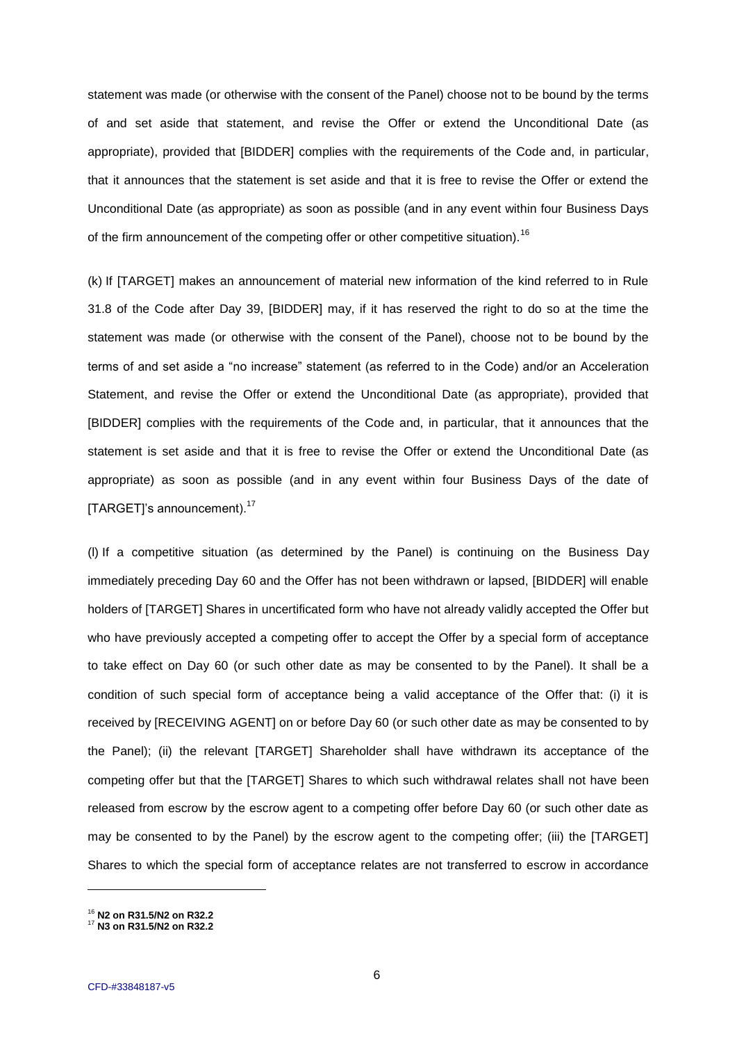statement was made (or otherwise with the consent of the Panel) choose not to be bound by the terms of and set aside that statement, and revise the Offer or extend the Unconditional Date (as appropriate), provided that [BIDDER] complies with the requirements of the Code and, in particular, that it announces that the statement is set aside and that it is free to revise the Offer or extend the Unconditional Date (as appropriate) as soon as possible (and in any event within four Business Days of the firm announcement of the competing offer or other competitive situation).[16]

(k) If [TARGET] makes an announcement of material new information of the kind referred to in Rule 31.8 of the Code after Day 39, [BIDDER] may, if it has reserved the right to do so at the time the statement was made (or otherwise with the consent of the Panel), choose not to be bound by the terms of and set aside a "no increase" statement (as referred to in the Code) and/or an Acceleration Statement, and revise the Offer or extend the Unconditional Date (as appropriate), provided that [BIDDER] complies with the requirements of the Code and, in particular, that it announces that the statement is set aside and that it is free to revise the Offer or extend the Unconditional Date (as appropriate) as soon as possible (and in any event within four Business Days of the date of [TARGET]'s announcement).[17]

(l) If a competitive situation (as determined by the Panel) is continuing on the Business Day immediately preceding Day 60 and the Offer has not been withdrawn or lapsed, [BIDDER] will enable holders of [TARGET] Shares in uncertificated form who have not already validly accepted the Offer but who have previously accepted a competing offer to accept the Offer by a special form of acceptance to take effect on Day 60 (or such other date as may be consented to by the Panel). It shall be a condition of such special form of acceptance being a valid acceptance of the Offer that: (i) it is received by [RECEIVING AGENT] on or before Day 60 (or such other date as may be consented to by the Panel); (ii) the relevant [TARGET] Shareholder shall have withdrawn its acceptance of the competing offer but that the [TARGET] Shares to which such withdrawal relates shall not have been released from escrow by the escrow agent to a competing offer before Day 60 (or such other date as may be consented to by the Panel) by the escrow agent to the competing offer; (iii) the [TARGET] Shares to which the special form of acceptance relates are not transferred to escrow in accordance

[16] **N2 on R31.5/N2 on R32.2**

[17] **N3 on R31.5/N2 on R32.2**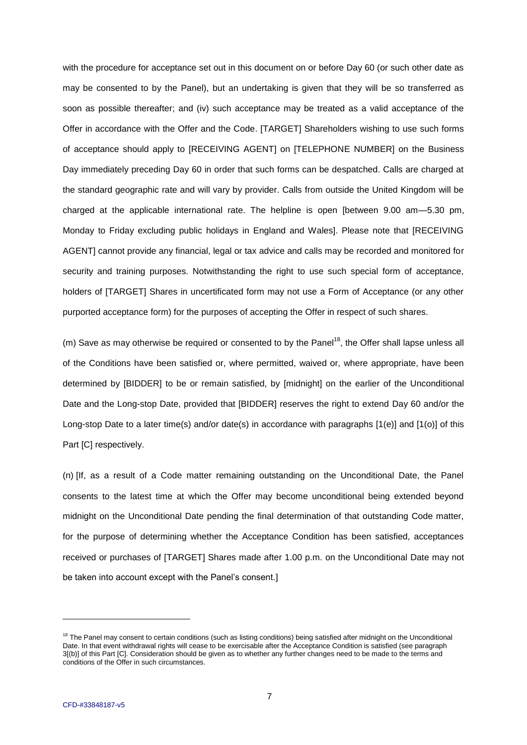with the procedure for acceptance set out in this document on or before Day 60 (or such other date as may be consented to by the Panel), but an undertaking is given that they will be so transferred as soon as possible thereafter; and (iv) such acceptance may be treated as a valid acceptance of the Offer in accordance with the Offer and the Code. [TARGET] Shareholders wishing to use such forms of acceptance should apply to [RECEIVING AGENT] on [TELEPHONE NUMBER] on the Business Day immediately preceding Day 60 in order that such forms can be despatched. Calls are charged at the standard geographic rate and will vary by provider. Calls from outside the United Kingdom will be charged at the applicable international rate. The helpline is open [between 9.00 am—5.30 pm, Monday to Friday excluding public holidays in England and Wales]. Please note that [RECEIVING AGENT] cannot provide any financial, legal or tax advice and calls may be recorded and monitored for security and training purposes. Notwithstanding the right to use such special form of acceptance, holders of [TARGET] Shares in uncertificated form may not use a Form of Acceptance (or any other purported acceptance form) for the purposes of accepting the Offer in respect of such shares.

(m) Save as may otherwise be required or consented to by the Panel[18], the Offer shall lapse unless all of the Conditions have been satisfied or, where permitted, waived or, where appropriate, have been determined by [BIDDER] to be or remain satisfied, by [midnight] on the earlier of the Unconditional Date and the Long-stop Date, provided that [BIDDER] reserves the right to extend Day 60 and/or the Long-stop Date to a later time(s) and/or date(s) in accordance with paragraphs [1(e)] and [1(o)] of this Part [C] respectively.

(n) [If, as a result of a Code matter remaining outstanding on the Unconditional Date, the Panel consents to the latest time at which the Offer may become unconditional being extended beyond midnight on the Unconditional Date pending the final determination of that outstanding Code matter, for the purpose of determining whether the Acceptance Condition has been satisfied, acceptances received or purchases of [TARGET] Shares made after 1.00 p.m. on the Unconditional Date may not be taken into account except with the Panel's consent.]

---

[18] The Panel may consent to certain conditions (such as listing conditions) being satisfied after midnight on the Unconditional Date. In that event withdrawal rights will cease to be exercisable after the Acceptance Condition is satisfied (see paragraph 3[(b)] of this Part [C]. Consideration should be given as to whether any further changes need to be made to the terms and conditions of the Offer in such circumstances.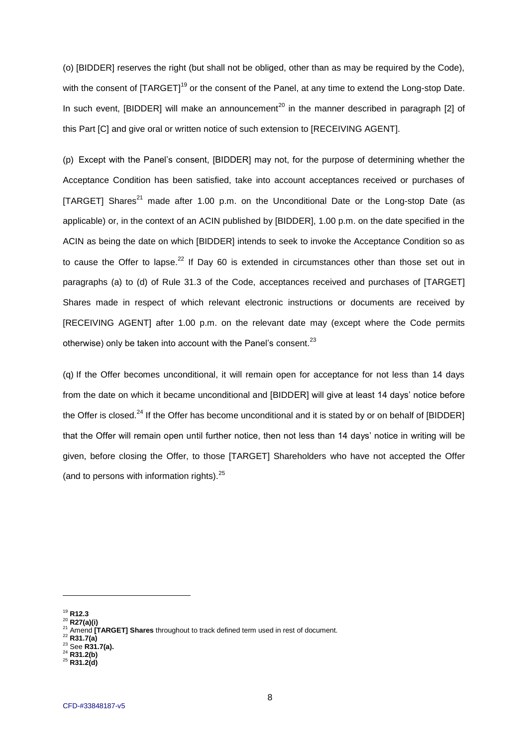(o) [BIDDER] reserves the right (but shall not be obliged, other than as may be required by the Code), with the consent of [TARGET][19] or the consent of the Panel, at any time to extend the Long-stop Date. In such event, [BIDDER] will make an announcement[20] in the manner described in paragraph [2] of this Part [C] and give oral or written notice of such extension to [RECEIVING AGENT].

(p) Except with the Panel's consent, [BIDDER] may not, for the purpose of determining whether the Acceptance Condition has been satisfied, take into account acceptances received or purchases of [TARGET] Shares[21] made after 1.00 p.m. on the Unconditional Date or the Long-stop Date (as applicable) or, in the context of an ACIN published by [BIDDER], 1.00 p.m. on the date specified in the ACIN as being the date on which [BIDDER] intends to seek to invoke the Acceptance Condition so as to cause the Offer to lapse.[22] If Day 60 is extended in circumstances other than those set out in paragraphs (a) to (d) of Rule 31.3 of the Code, acceptances received and purchases of [TARGET] Shares made in respect of which relevant electronic instructions or documents are received by [RECEIVING AGENT] after 1.00 p.m. on the relevant date may (except where the Code permits otherwise) only be taken into account with the Panel's consent.[23]

(q) If the Offer becomes unconditional, it will remain open for acceptance for not less than 14 days from the date on which it became unconditional and [BIDDER] will give at least 14 days' notice before the Offer is closed.[24] If the Offer has become unconditional and it is stated by or on behalf of [BIDDER] that the Offer will remain open until further notice, then not less than 14 days' notice in writing will be given, before closing the Offer, to those [TARGET] Shareholders who have not accepted the Offer (and to persons with information rights).[25]

---

[19] **R12.3**

[20] **R27(a)(i)**

[21] Amend **[TARGET] Shares** throughout to track defined term used in rest of document.

[22] **R31.7(a)**

[23] See **R31.7(a).**

[24] **R31.2(b)**

[25] **R31.2(d)**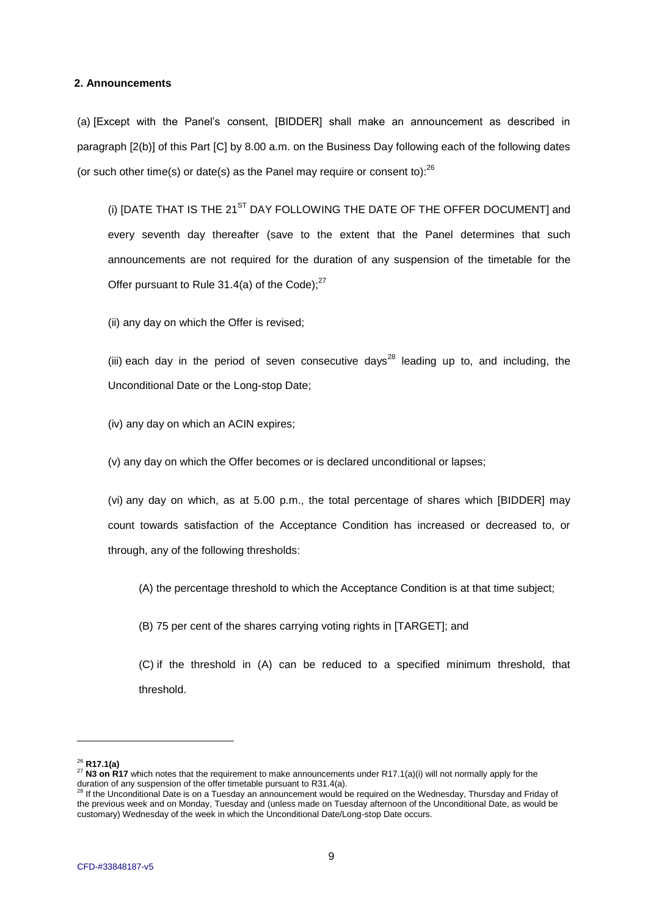## 2. Announcements

(a) [Except with the Panel's consent, [BIDDER] shall make an announcement as described in paragraph [2(b)] of this Part [C] by 8.00 a.m. on the Business Day following each of the following dates (or such other time(s) or date(s) as the Panel may require or consent to):[26]

(i) [DATE THAT IS THE 21[ST] DAY FOLLOWING THE DATE OF THE OFFER DOCUMENT] and every seventh day thereafter (save to the extent that the Panel determines that such announcements are not required for the duration of any suspension of the timetable for the Offer pursuant to Rule 31.4(a) of the Code);[27]

(ii) any day on which the Offer is revised;

(iii) each day in the period of seven consecutive days[28] leading up to, and including, the Unconditional Date or the Long-stop Date;

(iv) any day on which an ACIN expires;

(v) any day on which the Offer becomes or is declared unconditional or lapses;

(vi) any day on which, as at 5.00 p.m., the total percentage of shares which [BIDDER] may count towards satisfaction of the Acceptance Condition has increased or decreased to, or through, any of the following thresholds:

(A) the percentage threshold to which the Acceptance Condition is at that time subject;

(B) 75 per cent of the shares carrying voting rights in [TARGET]; and

(C) if the threshold in (A) can be reduced to a specified minimum threshold, that threshold.

---

[26] **R17.1(a)**

[27] **N3 on R17** which notes that the requirement to make announcements under R17.1(a)(i) will not normally apply for the duration of any suspension of the offer timetable pursuant to R31.4(a).

[28] If the Unconditional Date is on a Tuesday an announcement would be required on the Wednesday, Thursday and Friday of the previous week and on Monday, Tuesday and (unless made on Tuesday afternoon of the Unconditional Date, as would be customary) Wednesday of the week in which the Unconditional Date/Long-stop Date occurs.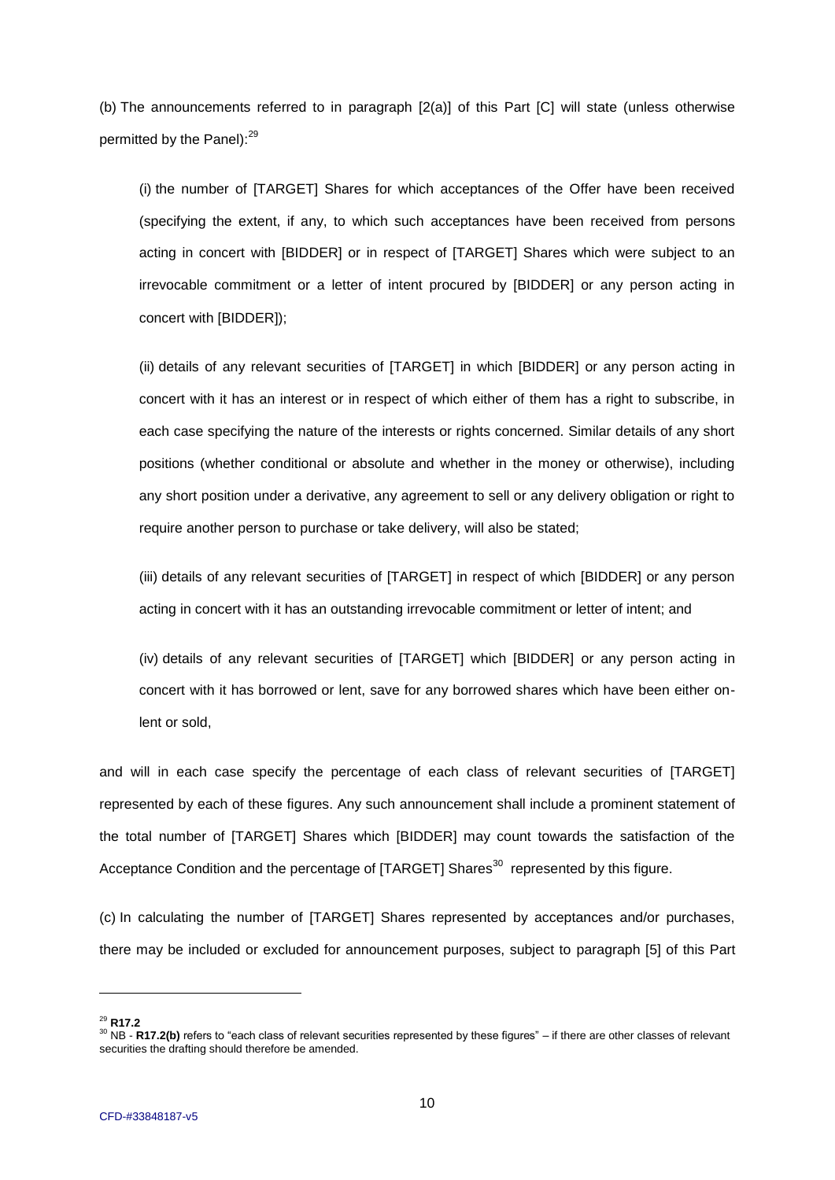(b) The announcements referred to in paragraph [2(a)] of this Part [C] will state (unless otherwise permitted by the Panel):[29]

(i) the number of [TARGET] Shares for which acceptances of the Offer have been received (specifying the extent, if any, to which such acceptances have been received from persons acting in concert with [BIDDER] or in respect of [TARGET] Shares which were subject to an irrevocable commitment or a letter of intent procured by [BIDDER] or any person acting in concert with [BIDDER]);

(ii) details of any relevant securities of [TARGET] in which [BIDDER] or any person acting in concert with it has an interest or in respect of which either of them has a right to subscribe, in each case specifying the nature of the interests or rights concerned. Similar details of any short positions (whether conditional or absolute and whether in the money or otherwise), including any short position under a derivative, any agreement to sell or any delivery obligation or right to require another person to purchase or take delivery, will also be stated;

(iii) details of any relevant securities of [TARGET] in respect of which [BIDDER] or any person acting in concert with it has an outstanding irrevocable commitment or letter of intent; and

(iv) details of any relevant securities of [TARGET] which [BIDDER] or any person acting in concert with it has borrowed or lent, save for any borrowed shares which have been either on-lent or sold,

and will in each case specify the percentage of each class of relevant securities of [TARGET] represented by each of these figures. Any such announcement shall include a prominent statement of the total number of [TARGET] Shares which [BIDDER] may count towards the satisfaction of the Acceptance Condition and the percentage of [TARGET] Shares[30] represented by this figure.

(c) In calculating the number of [TARGET] Shares represented by acceptances and/or purchases, there may be included or excluded for announcement purposes, subject to paragraph [5] of this Part

---

[29] **R17.2**

[30] NB - **R17.2(b)** refers to "each class of relevant securities represented by these figures" – if there are other classes of relevant securities the drafting should therefore be amended.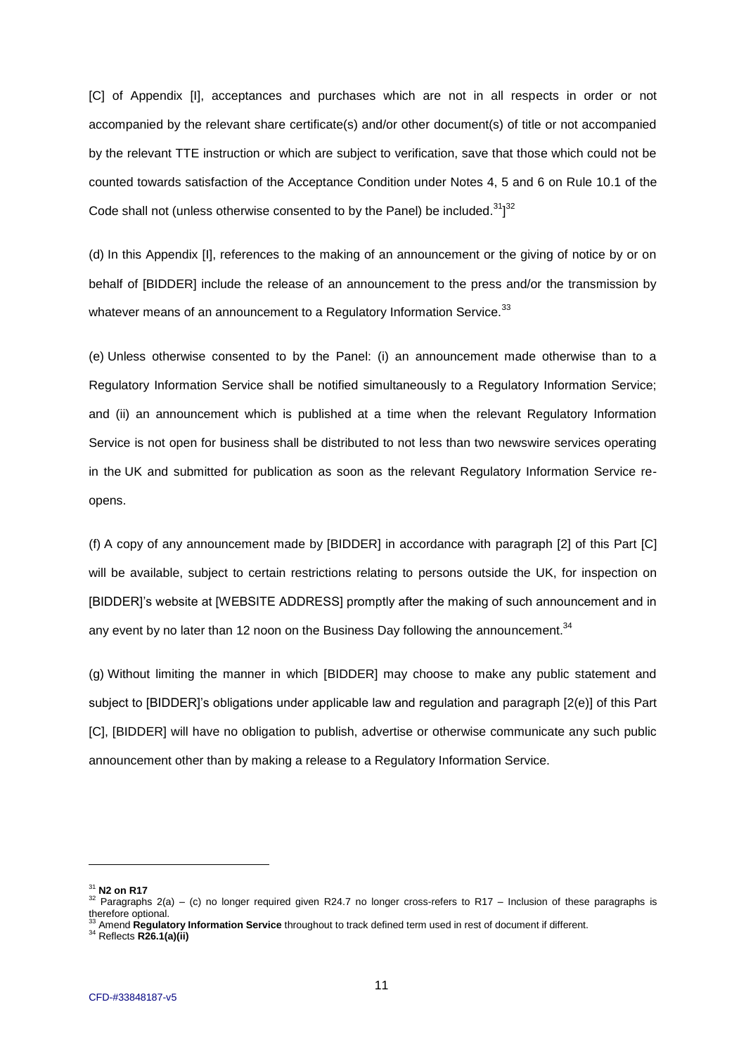[C] of Appendix [I], acceptances and purchases which are not in all respects in order or not accompanied by the relevant share certificate(s) and/or other document(s) of title or not accompanied by the relevant TTE instruction or which are subject to verification, save that those which could not be counted towards satisfaction of the Acceptance Condition under Notes 4, 5 and 6 on Rule 10.1 of the Code shall not (unless otherwise consented to by the Panel) be included.[31]][32]

(d) In this Appendix [I], references to the making of an announcement or the giving of notice by or on behalf of [BIDDER] include the release of an announcement to the press and/or the transmission by whatever means of an announcement to a Regulatory Information Service.[33]

(e) Unless otherwise consented to by the Panel: (i) an announcement made otherwise than to a Regulatory Information Service shall be notified simultaneously to a Regulatory Information Service; and (ii) an announcement which is published at a time when the relevant Regulatory Information Service is not open for business shall be distributed to not less than two newswire services operating in the UK and submitted for publication as soon as the relevant Regulatory Information Service re-opens.

(f) A copy of any announcement made by [BIDDER] in accordance with paragraph [2] of this Part [C] will be available, subject to certain restrictions relating to persons outside the UK, for inspection on [BIDDER]'s website at [WEBSITE ADDRESS] promptly after the making of such announcement and in any event by no later than 12 noon on the Business Day following the announcement.[34]

(g) Without limiting the manner in which [BIDDER] may choose to make any public statement and subject to [BIDDER]'s obligations under applicable law and regulation and paragraph [2(e)] of this Part [C], [BIDDER] will have no obligation to publish, advertise or otherwise communicate any such public announcement other than by making a release to a Regulatory Information Service.

---

[31] **N2 on R17**

[32] Paragraphs 2(a) – (c) no longer required given R24.7 no longer cross-refers to R17 – Inclusion of these paragraphs is therefore optional.

[33] Amend **Regulatory Information Service** throughout to track defined term used in rest of document if different.

[34] Reflects **R26.1(a)(ii)**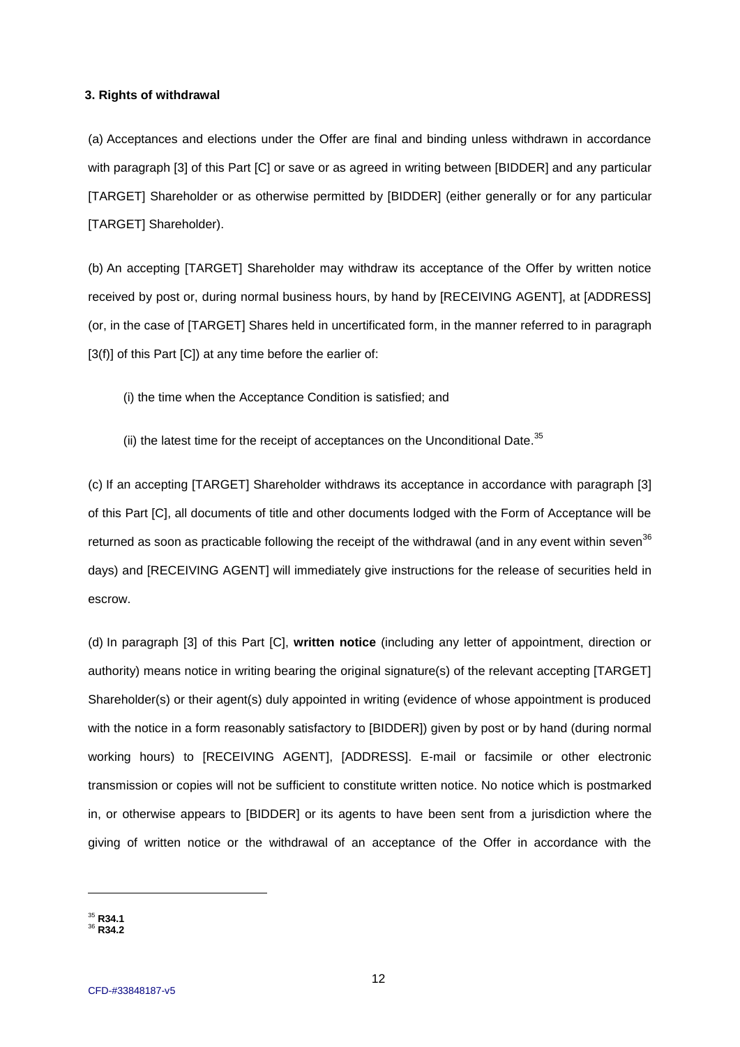### 3. Rights of withdrawal

(a) Acceptances and elections under the Offer are final and binding unless withdrawn in accordance with paragraph [3] of this Part [C] or save or as agreed in writing between [BIDDER] and any particular [TARGET] Shareholder or as otherwise permitted by [BIDDER] (either generally or for any particular [TARGET] Shareholder).

(b) An accepting [TARGET] Shareholder may withdraw its acceptance of the Offer by written notice received by post or, during normal business hours, by hand by [RECEIVING AGENT], at [ADDRESS] (or, in the case of [TARGET] Shares held in uncertificated form, in the manner referred to in paragraph [3(f)] of this Part [C]) at any time before the earlier of:

(i) the time when the Acceptance Condition is satisfied; and

(ii) the latest time for the receipt of acceptances on the Unconditional Date.[35]

(c) If an accepting [TARGET] Shareholder withdraws its acceptance in accordance with paragraph [3] of this Part [C], all documents of title and other documents lodged with the Form of Acceptance will be returned as soon as practicable following the receipt of the withdrawal (and in any event within seven[36] days) and [RECEIVING AGENT] will immediately give instructions for the release of securities held in escrow.

(d) In paragraph [3] of this Part [C], **written notice** (including any letter of appointment, direction or authority) means notice in writing bearing the original signature(s) of the relevant accepting [TARGET] Shareholder(s) or their agent(s) duly appointed in writing (evidence of whose appointment is produced with the notice in a form reasonably satisfactory to [BIDDER]) given by post or by hand (during normal working hours) to [RECEIVING AGENT], [ADDRESS]. E-mail or facsimile or other electronic transmission or copies will not be sufficient to constitute written notice. No notice which is postmarked in, or otherwise appears to [BIDDER] or its agents to have been sent from a jurisdiction where the giving of written notice or the withdrawal of an acceptance of the Offer in accordance with the

---

[35] **R34.1**
[36] **R34.2**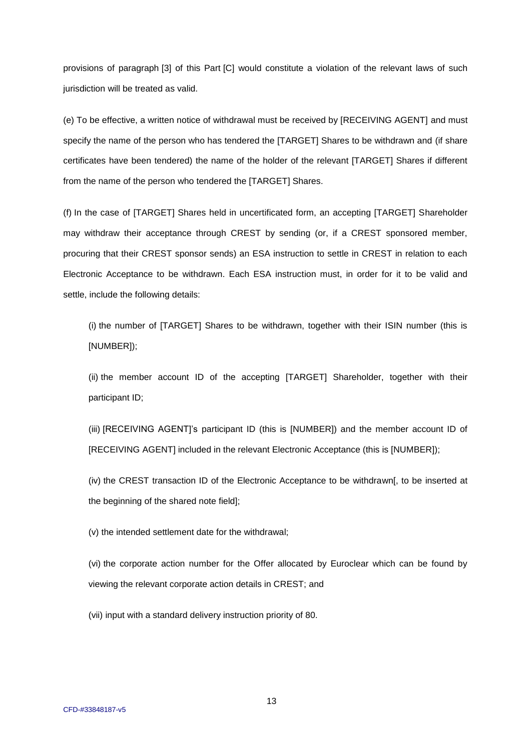provisions of paragraph [3] of this Part [C] would constitute a violation of the relevant laws of such jurisdiction will be treated as valid.

(e) To be effective, a written notice of withdrawal must be received by [RECEIVING AGENT] and must specify the name of the person who has tendered the [TARGET] Shares to be withdrawn and (if share certificates have been tendered) the name of the holder of the relevant [TARGET] Shares if different from the name of the person who tendered the [TARGET] Shares.

(f) In the case of [TARGET] Shares held in uncertificated form, an accepting [TARGET] Shareholder may withdraw their acceptance through CREST by sending (or, if a CREST sponsored member, procuring that their CREST sponsor sends) an ESA instruction to settle in CREST in relation to each Electronic Acceptance to be withdrawn. Each ESA instruction must, in order for it to be valid and settle, include the following details:

(i) the number of [TARGET] Shares to be withdrawn, together with their ISIN number (this is [NUMBER]);

(ii) the member account ID of the accepting [TARGET] Shareholder, together with their participant ID;

(iii) [RECEIVING AGENT]'s participant ID (this is [NUMBER]) and the member account ID of [RECEIVING AGENT] included in the relevant Electronic Acceptance (this is [NUMBER]);

(iv) the CREST transaction ID of the Electronic Acceptance to be withdrawn[, to be inserted at the beginning of the shared note field];

(v) the intended settlement date for the withdrawal;

(vi) the corporate action number for the Offer allocated by Euroclear which can be found by viewing the relevant corporate action details in CREST; and

(vii) input with a standard delivery instruction priority of 80.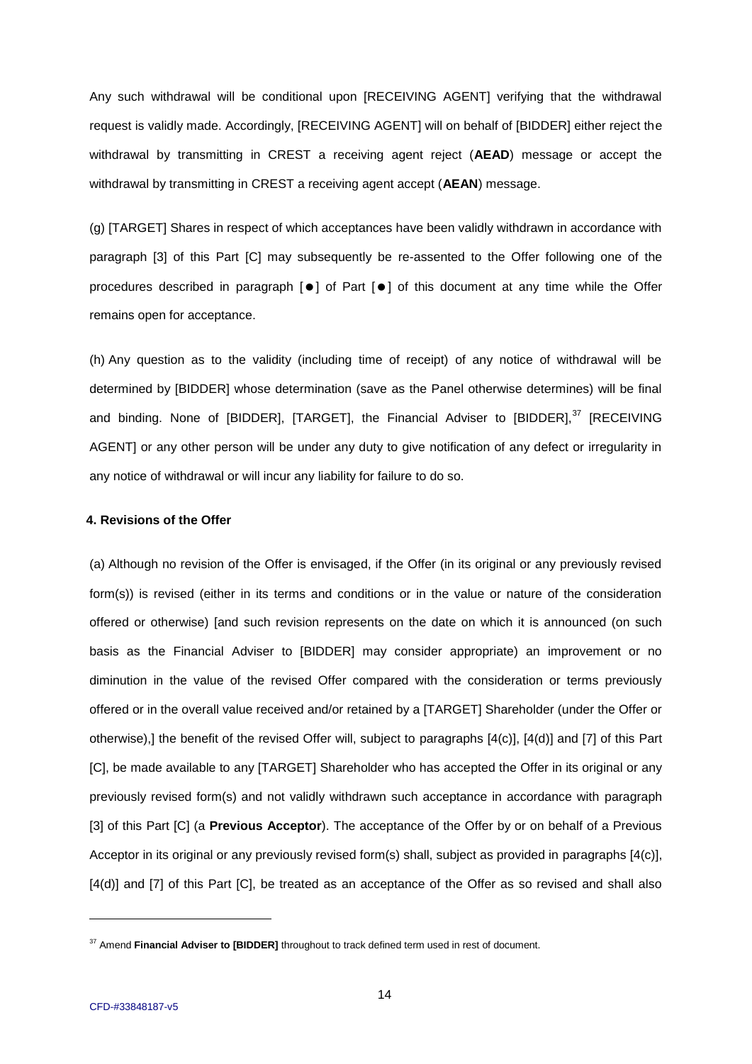Any such withdrawal will be conditional upon [RECEIVING AGENT] verifying that the withdrawal request is validly made. Accordingly, [RECEIVING AGENT] will on behalf of [BIDDER] either reject the withdrawal by transmitting in CREST a receiving agent reject (**AEAD**) message or accept the withdrawal by transmitting in CREST a receiving agent accept (**AEAN**) message.

(g) [TARGET] Shares in respect of which acceptances have been validly withdrawn in accordance with paragraph [3] of this Part [C] may subsequently be re-assented to the Offer following one of the procedures described in paragraph [●] of Part [●] of this document at any time while the Offer remains open for acceptance.

(h) Any question as to the validity (including time of receipt) of any notice of withdrawal will be determined by [BIDDER] whose determination (save as the Panel otherwise determines) will be final and binding. None of [BIDDER], [TARGET], the Financial Adviser to [BIDDER],[37] [RECEIVING AGENT] or any other person will be under any duty to give notification of any defect or irregularity in any notice of withdrawal or will incur any liability for failure to do so.

**4. Revisions of the Offer**

(a) Although no revision of the Offer is envisaged, if the Offer (in its original or any previously revised form(s)) is revised (either in its terms and conditions or in the value or nature of the consideration offered or otherwise) [and such revision represents on the date on which it is announced (on such basis as the Financial Adviser to [BIDDER] may consider appropriate) an improvement or no diminution in the value of the revised Offer compared with the consideration or terms previously offered or in the overall value received and/or retained by a [TARGET] Shareholder (under the Offer or otherwise),] the benefit of the revised Offer will, subject to paragraphs [4(c)], [4(d)] and [7] of this Part [C], be made available to any [TARGET] Shareholder who has accepted the Offer in its original or any previously revised form(s) and not validly withdrawn such acceptance in accordance with paragraph [3] of this Part [C] (a **Previous Acceptor**). The acceptance of the Offer by or on behalf of a Previous Acceptor in its original or any previously revised form(s) shall, subject as provided in paragraphs [4(c)], [4(d)] and [7] of this Part [C], be treated as an acceptance of the Offer as so revised and shall also

[37] Amend **Financial Adviser to [BIDDER]** throughout to track defined term used in rest of document.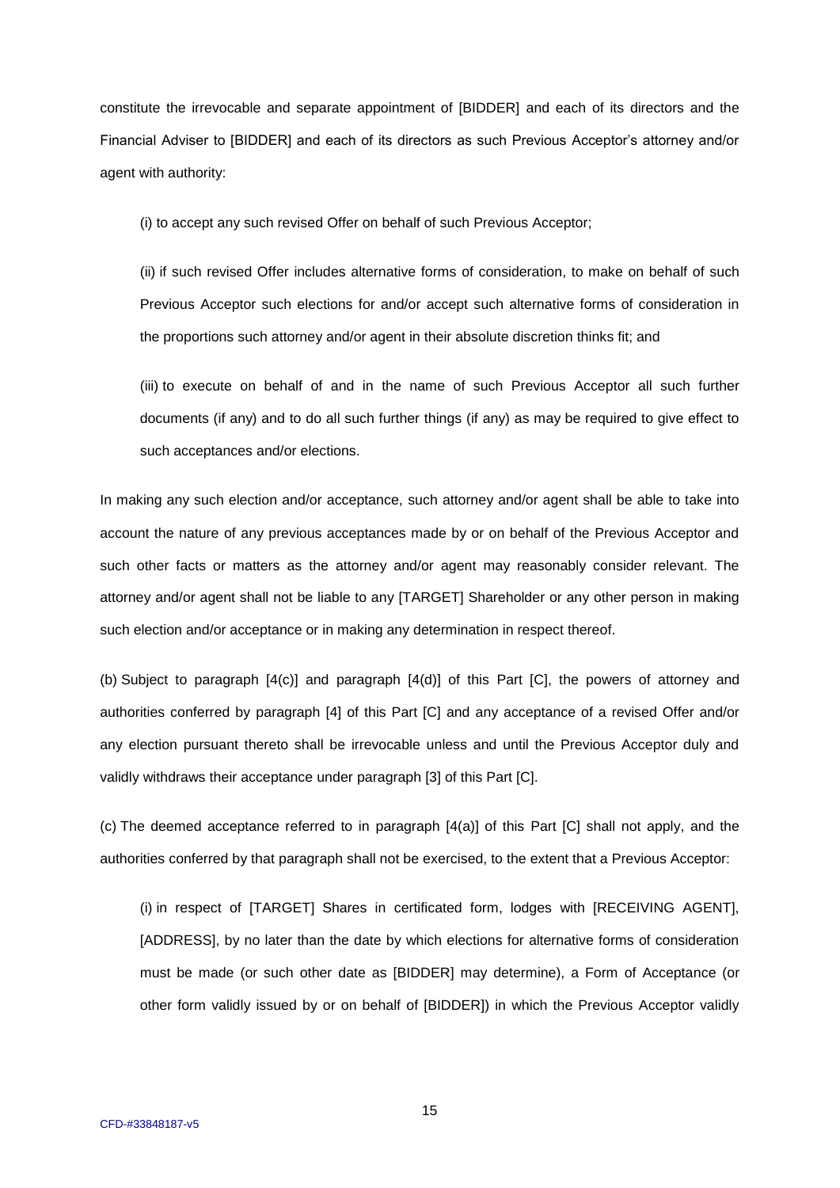constitute the irrevocable and separate appointment of [BIDDER] and each of its directors and the Financial Adviser to [BIDDER] and each of its directors as such Previous Acceptor's attorney and/or agent with authority:

(i) to accept any such revised Offer on behalf of such Previous Acceptor;

(ii) if such revised Offer includes alternative forms of consideration, to make on behalf of such Previous Acceptor such elections for and/or accept such alternative forms of consideration in the proportions such attorney and/or agent in their absolute discretion thinks fit; and

(iii) to execute on behalf of and in the name of such Previous Acceptor all such further documents (if any) and to do all such further things (if any) as may be required to give effect to such acceptances and/or elections.

In making any such election and/or acceptance, such attorney and/or agent shall be able to take into account the nature of any previous acceptances made by or on behalf of the Previous Acceptor and such other facts or matters as the attorney and/or agent may reasonably consider relevant. The attorney and/or agent shall not be liable to any [TARGET] Shareholder or any other person in making such election and/or acceptance or in making any determination in respect thereof.

(b) Subject to paragraph [4(c)] and paragraph [4(d)] of this Part [C], the powers of attorney and authorities conferred by paragraph [4] of this Part [C] and any acceptance of a revised Offer and/or any election pursuant thereto shall be irrevocable unless and until the Previous Acceptor duly and validly withdraws their acceptance under paragraph [3] of this Part [C].

(c) The deemed acceptance referred to in paragraph [4(a)] of this Part [C] shall not apply, and the authorities conferred by that paragraph shall not be exercised, to the extent that a Previous Acceptor:

(i) in respect of [TARGET] Shares in certificated form, lodges with [RECEIVING AGENT], [ADDRESS], by no later than the date by which elections for alternative forms of consideration must be made (or such other date as [BIDDER] may determine), a Form of Acceptance (or other form validly issued by or on behalf of [BIDDER]) in which the Previous Acceptor validly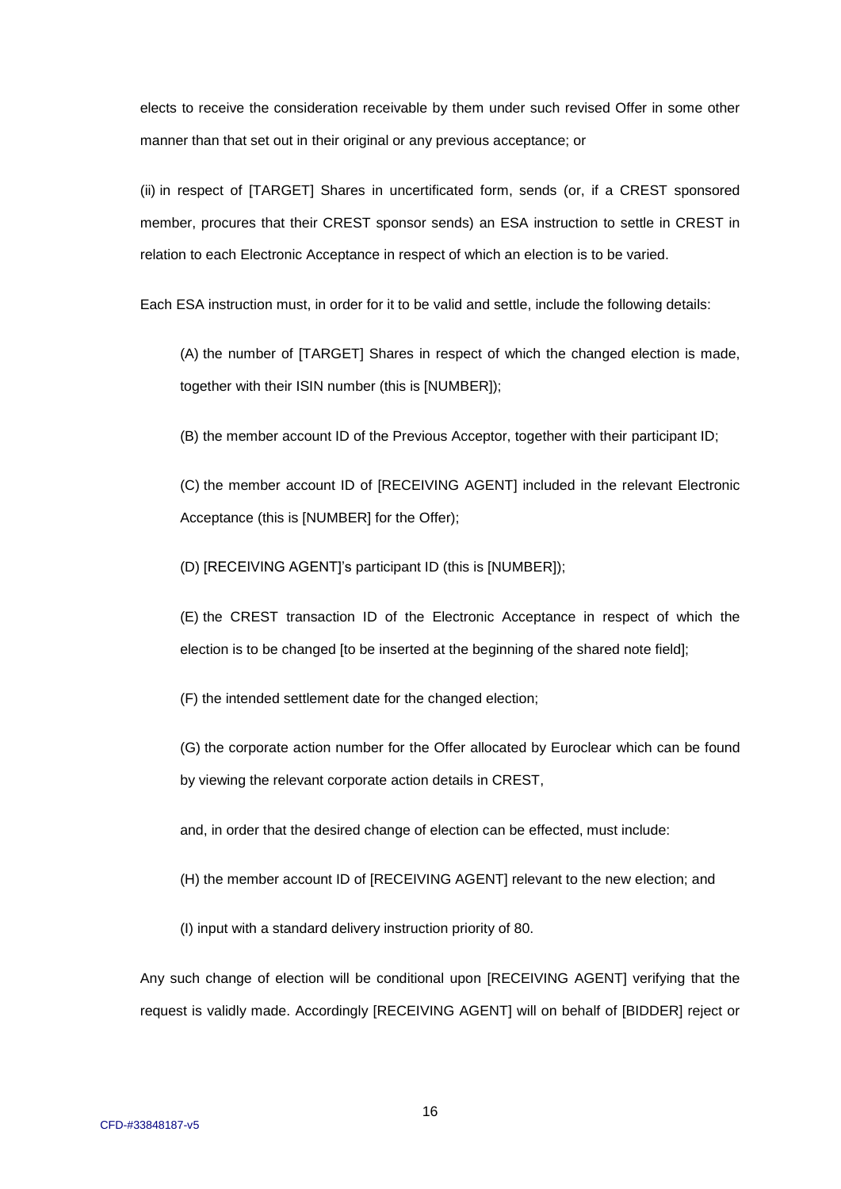elects to receive the consideration receivable by them under such revised Offer in some other manner than that set out in their original or any previous acceptance; or

(ii) in respect of [TARGET] Shares in uncertificated form, sends (or, if a CREST sponsored member, procures that their CREST sponsor sends) an ESA instruction to settle in CREST in relation to each Electronic Acceptance in respect of which an election is to be varied.

Each ESA instruction must, in order for it to be valid and settle, include the following details:

(A) the number of [TARGET] Shares in respect of which the changed election is made, together with their ISIN number (this is [NUMBER]);

(B) the member account ID of the Previous Acceptor, together with their participant ID;

(C) the member account ID of [RECEIVING AGENT] included in the relevant Electronic Acceptance (this is [NUMBER] for the Offer);

(D) [RECEIVING AGENT]'s participant ID (this is [NUMBER]);

(E) the CREST transaction ID of the Electronic Acceptance in respect of which the election is to be changed [to be inserted at the beginning of the shared note field];

(F) the intended settlement date for the changed election;

(G) the corporate action number for the Offer allocated by Euroclear which can be found by viewing the relevant corporate action details in CREST,

and, in order that the desired change of election can be effected, must include:

(H) the member account ID of [RECEIVING AGENT] relevant to the new election; and

(I) input with a standard delivery instruction priority of 80.

Any such change of election will be conditional upon [RECEIVING AGENT] verifying that the request is validly made. Accordingly [RECEIVING AGENT] will on behalf of [BIDDER] reject or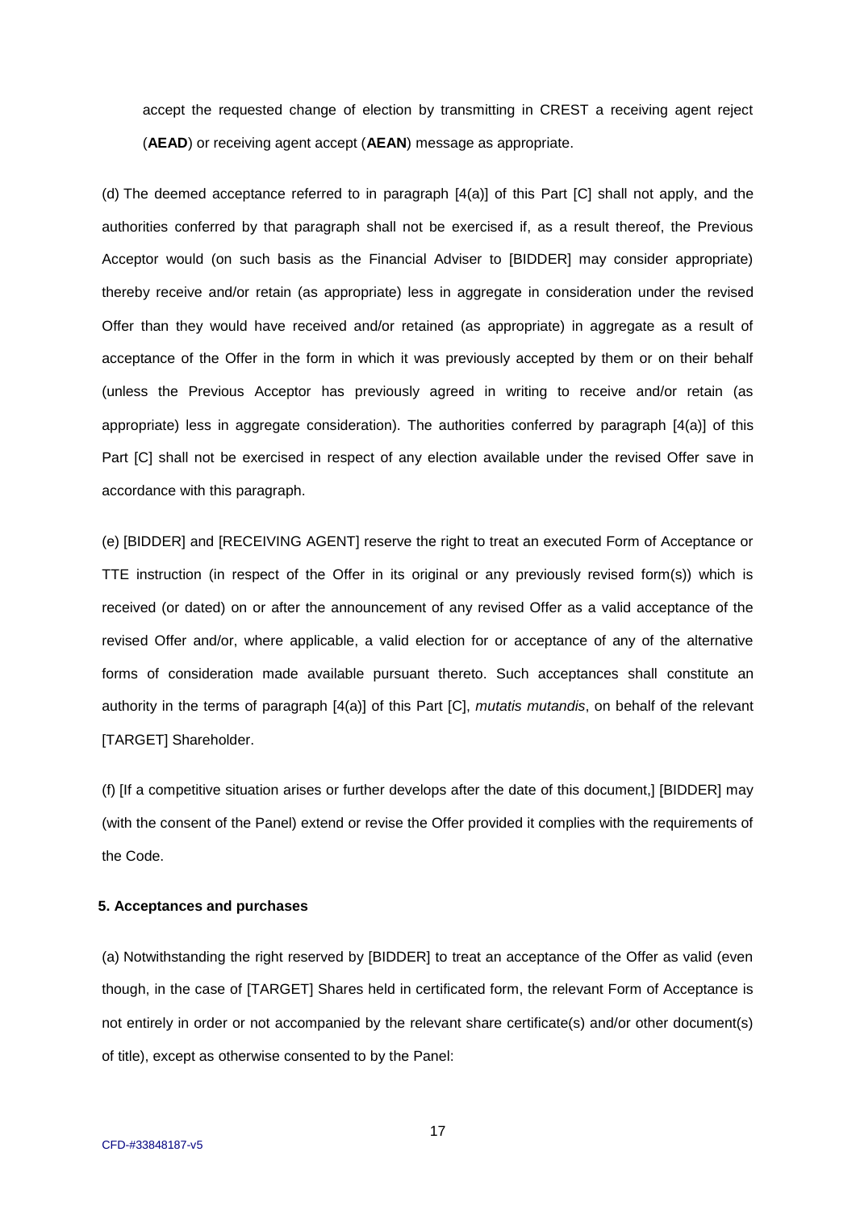accept the requested change of election by transmitting in CREST a receiving agent reject (**AEAD**) or receiving agent accept (**AEAN**) message as appropriate.

(d) The deemed acceptance referred to in paragraph [4(a)] of this Part [C] shall not apply, and the authorities conferred by that paragraph shall not be exercised if, as a result thereof, the Previous Acceptor would (on such basis as the Financial Adviser to [BIDDER] may consider appropriate) thereby receive and/or retain (as appropriate) less in aggregate in consideration under the revised Offer than they would have received and/or retained (as appropriate) in aggregate as a result of acceptance of the Offer in the form in which it was previously accepted by them or on their behalf (unless the Previous Acceptor has previously agreed in writing to receive and/or retain (as appropriate) less in aggregate consideration). The authorities conferred by paragraph [4(a)] of this Part [C] shall not be exercised in respect of any election available under the revised Offer save in accordance with this paragraph.

(e) [BIDDER] and [RECEIVING AGENT] reserve the right to treat an executed Form of Acceptance or TTE instruction (in respect of the Offer in its original or any previously revised form(s)) which is received (or dated) on or after the announcement of any revised Offer as a valid acceptance of the revised Offer and/or, where applicable, a valid election for or acceptance of any of the alternative forms of consideration made available pursuant thereto. Such acceptances shall constitute an authority in the terms of paragraph [4(a)] of this Part [C], *mutatis mutandis*, on behalf of the relevant [TARGET] Shareholder.

(f) [If a competitive situation arises or further develops after the date of this document,] [BIDDER] may (with the consent of the Panel) extend or revise the Offer provided it complies with the requirements of the Code.

**5. Acceptances and purchases**

(a) Notwithstanding the right reserved by [BIDDER] to treat an acceptance of the Offer as valid (even though, in the case of [TARGET] Shares held in certificated form, the relevant Form of Acceptance is not entirely in order or not accompanied by the relevant share certificate(s) and/or other document(s) of title), except as otherwise consented to by the Panel: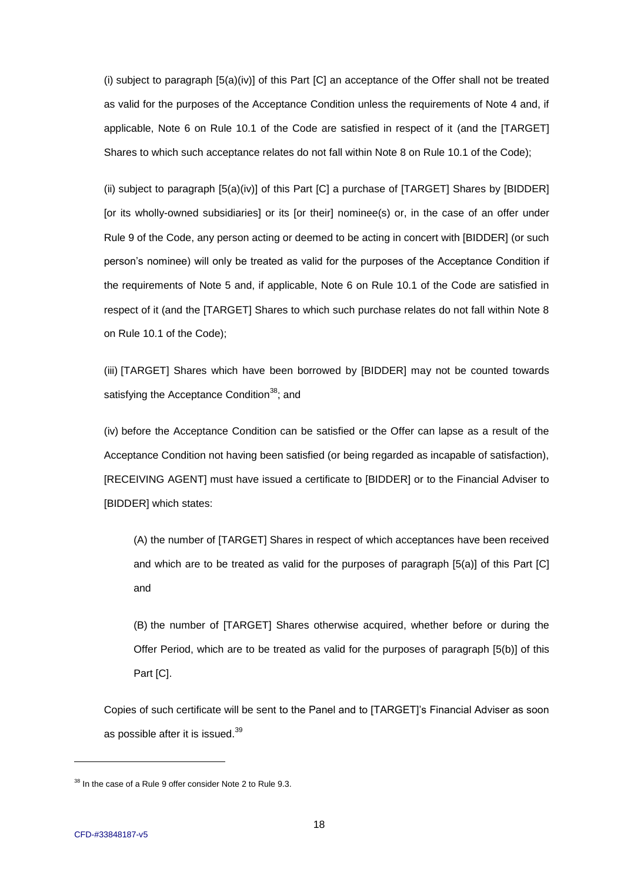(i) subject to paragraph [5(a)(iv)] of this Part [C] an acceptance of the Offer shall not be treated as valid for the purposes of the Acceptance Condition unless the requirements of Note 4 and, if applicable, Note 6 on Rule 10.1 of the Code are satisfied in respect of it (and the [TARGET] Shares to which such acceptance relates do not fall within Note 8 on Rule 10.1 of the Code);

(ii) subject to paragraph [5(a)(iv)] of this Part [C] a purchase of [TARGET] Shares by [BIDDER] [or its wholly-owned subsidiaries] or its [or their] nominee(s) or, in the case of an offer under Rule 9 of the Code, any person acting or deemed to be acting in concert with [BIDDER] (or such person's nominee) will only be treated as valid for the purposes of the Acceptance Condition if the requirements of Note 5 and, if applicable, Note 6 on Rule 10.1 of the Code are satisfied in respect of it (and the [TARGET] Shares to which such purchase relates do not fall within Note 8 on Rule 10.1 of the Code);

(iii) [TARGET] Shares which have been borrowed by [BIDDER] may not be counted towards satisfying the Acceptance Condition[38]; and

(iv) before the Acceptance Condition can be satisfied or the Offer can lapse as a result of the Acceptance Condition not having been satisfied (or being regarded as incapable of satisfaction), [RECEIVING AGENT] must have issued a certificate to [BIDDER] or to the Financial Adviser to [BIDDER] which states:

> (A) the number of [TARGET] Shares in respect of which acceptances have been received and which are to be treated as valid for the purposes of paragraph [5(a)] of this Part [C] and
>
> (B) the number of [TARGET] Shares otherwise acquired, whether before or during the Offer Period, which are to be treated as valid for the purposes of paragraph [5(b)] of this Part [C].

Copies of such certificate will be sent to the Panel and to [TARGET]'s Financial Adviser as soon as possible after it is issued.[39]

---

[38] In the case of a Rule 9 offer consider Note 2 to Rule 9.3.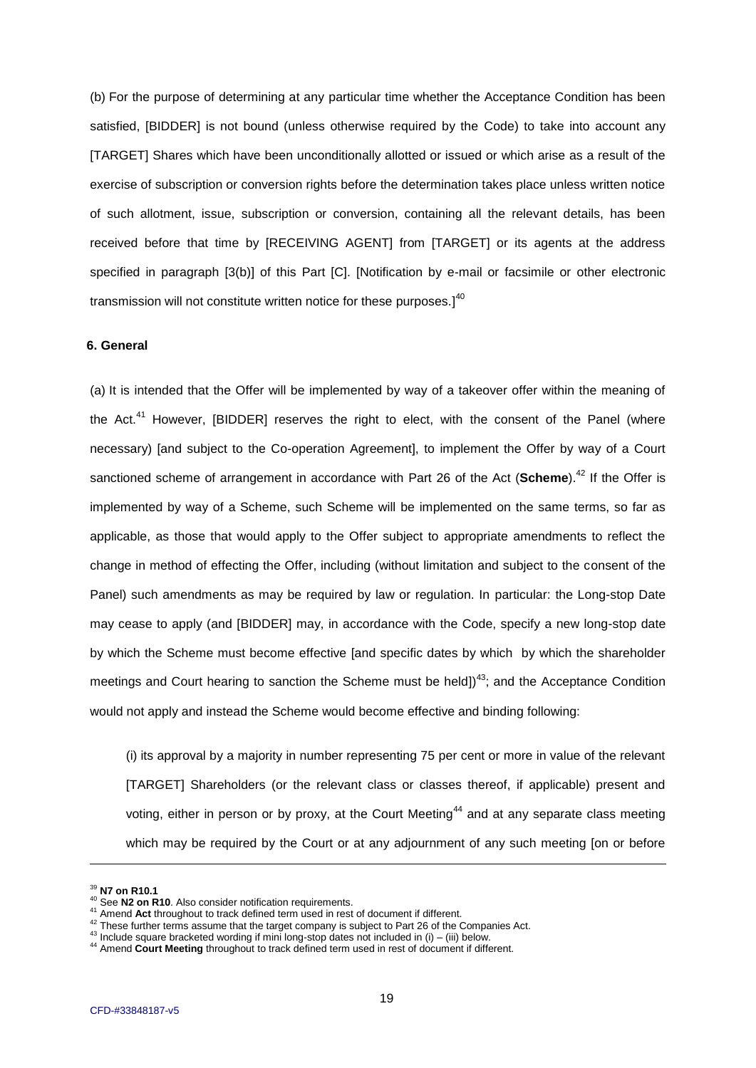(b) For the purpose of determining at any particular time whether the Acceptance Condition has been satisfied, [BIDDER] is not bound (unless otherwise required by the Code) to take into account any [TARGET] Shares which have been unconditionally allotted or issued or which arise as a result of the exercise of subscription or conversion rights before the determination takes place unless written notice of such allotment, issue, subscription or conversion, containing all the relevant details, has been received before that time by [RECEIVING AGENT] from [TARGET] or its agents at the address specified in paragraph [3(b)] of this Part [C]. [Notification by e-mail or facsimile or other electronic transmission will not constitute written notice for these purposes.][40]

**6. General**

(a) It is intended that the Offer will be implemented by way of a takeover offer within the meaning of the Act.[41] However, [BIDDER] reserves the right to elect, with the consent of the Panel (where necessary) [and subject to the Co-operation Agreement], to implement the Offer by way of a Court sanctioned scheme of arrangement in accordance with Part 26 of the Act (**Scheme**).[42] If the Offer is implemented by way of a Scheme, such Scheme will be implemented on the same terms, so far as applicable, as those that would apply to the Offer subject to appropriate amendments to reflect the change in method of effecting the Offer, including (without limitation and subject to the consent of the Panel) such amendments as may be required by law or regulation. In particular: the Long-stop Date may cease to apply (and [BIDDER] may, in accordance with the Code, specify a new long-stop date by which the Scheme must become effective [and specific dates by which by which the shareholder meetings and Court hearing to sanction the Scheme must be held])[43]; and the Acceptance Condition would not apply and instead the Scheme would become effective and binding following:

(i) its approval by a majority in number representing 75 per cent or more in value of the relevant [TARGET] Shareholders (or the relevant class or classes thereof, if applicable) present and voting, either in person or by proxy, at the Court Meeting[44] and at any separate class meeting which may be required by the Court or at any adjournment of any such meeting [on or before

---

[39] **N7 on R10.1**

[40] See **N2 on R10**. Also consider notification requirements.

[41] Amend **Act** throughout to track defined term used in rest of document if different.

[42] These further terms assume that the target company is subject to Part 26 of the Companies Act.

[43] Include square bracketed wording if mini long-stop dates not included in (i) – (iii) below.

[44] Amend **Court Meeting** throughout to track defined term used in rest of document if different.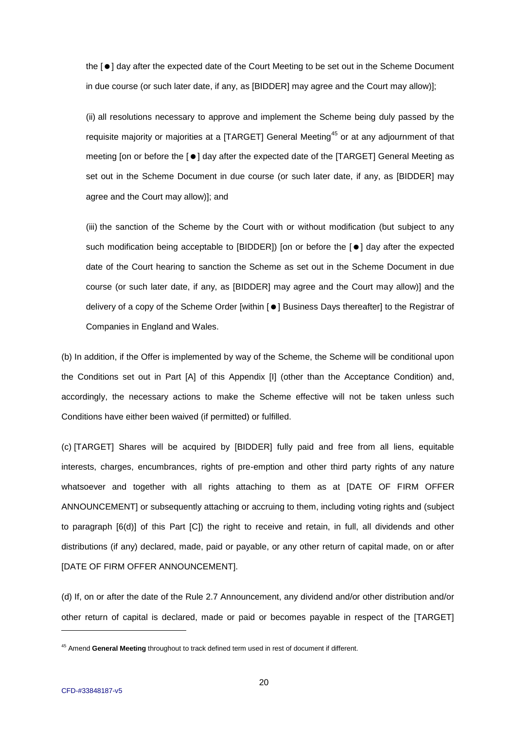the [●] day after the expected date of the Court Meeting to be set out in the Scheme Document in due course (or such later date, if any, as [BIDDER] may agree and the Court may allow)];

(ii) all resolutions necessary to approve and implement the Scheme being duly passed by the requisite majority or majorities at a [TARGET] General Meeting[45] or at any adjournment of that meeting [on or before the [●] day after the expected date of the [TARGET] General Meeting as set out in the Scheme Document in due course (or such later date, if any, as [BIDDER] may agree and the Court may allow)]; and

(iii) the sanction of the Scheme by the Court with or without modification (but subject to any such modification being acceptable to [BIDDER]) [on or before the [●] day after the expected date of the Court hearing to sanction the Scheme as set out in the Scheme Document in due course (or such later date, if any, as [BIDDER] may agree and the Court may allow)] and the delivery of a copy of the Scheme Order [within [●] Business Days thereafter] to the Registrar of Companies in England and Wales.

(b) In addition, if the Offer is implemented by way of the Scheme, the Scheme will be conditional upon the Conditions set out in Part [A] of this Appendix [I] (other than the Acceptance Condition) and, accordingly, the necessary actions to make the Scheme effective will not be taken unless such Conditions have either been waived (if permitted) or fulfilled.

(c) [TARGET] Shares will be acquired by [BIDDER] fully paid and free from all liens, equitable interests, charges, encumbrances, rights of pre-emption and other third party rights of any nature whatsoever and together with all rights attaching to them as at [DATE OF FIRM OFFER ANNOUNCEMENT] or subsequently attaching or accruing to them, including voting rights and (subject to paragraph [6(d)] of this Part [C]) the right to receive and retain, in full, all dividends and other distributions (if any) declared, made, paid or payable, or any other return of capital made, on or after [DATE OF FIRM OFFER ANNOUNCEMENT].

(d) If, on or after the date of the Rule 2.7 Announcement, any dividend and/or other distribution and/or other return of capital is declared, made or paid or becomes payable in respect of the [TARGET]

---

[45] Amend **General Meeting** throughout to track defined term used in rest of document if different.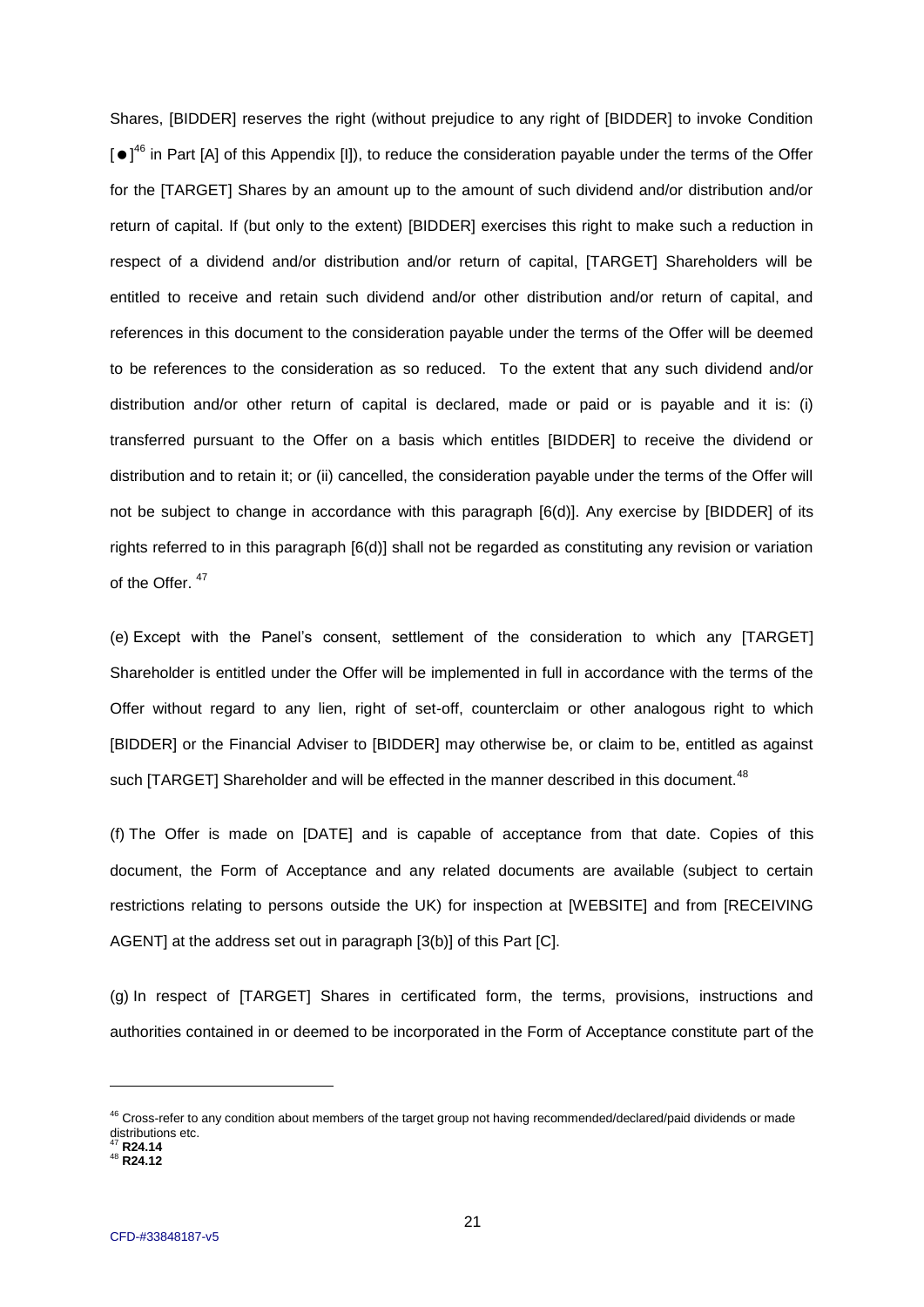Shares, [BIDDER] reserves the right (without prejudice to any right of [BIDDER] to invoke Condition [●][46] in Part [A] of this Appendix [I]), to reduce the consideration payable under the terms of the Offer for the [TARGET] Shares by an amount up to the amount of such dividend and/or distribution and/or return of capital. If (but only to the extent) [BIDDER] exercises this right to make such a reduction in respect of a dividend and/or distribution and/or return of capital, [TARGET] Shareholders will be entitled to receive and retain such dividend and/or other distribution and/or return of capital, and references in this document to the consideration payable under the terms of the Offer will be deemed to be references to the consideration as so reduced. To the extent that any such dividend and/or distribution and/or other return of capital is declared, made or paid or is payable and it is: (i) transferred pursuant to the Offer on a basis which entitles [BIDDER] to receive the dividend or distribution and to retain it; or (ii) cancelled, the consideration payable under the terms of the Offer will not be subject to change in accordance with this paragraph [6(d)]. Any exercise by [BIDDER] of its rights referred to in this paragraph [6(d)] shall not be regarded as constituting any revision or variation of the Offer. [47]

(e) Except with the Panel's consent, settlement of the consideration to which any [TARGET] Shareholder is entitled under the Offer will be implemented in full in accordance with the terms of the Offer without regard to any lien, right of set-off, counterclaim or other analogous right to which [BIDDER] or the Financial Adviser to [BIDDER] may otherwise be, or claim to be, entitled as against such [TARGET] Shareholder and will be effected in the manner described in this document.[48]

(f) The Offer is made on [DATE] and is capable of acceptance from that date. Copies of this document, the Form of Acceptance and any related documents are available (subject to certain restrictions relating to persons outside the UK) for inspection at [WEBSITE] and from [RECEIVING AGENT] at the address set out in paragraph [3(b)] of this Part [C].

(g) In respect of [TARGET] Shares in certificated form, the terms, provisions, instructions and authorities contained in or deemed to be incorporated in the Form of Acceptance constitute part of the

---

[46] Cross-refer to any condition about members of the target group not having recommended/declared/paid dividends or made distributions etc.

[47] **R24.14**

[48] **R24.12**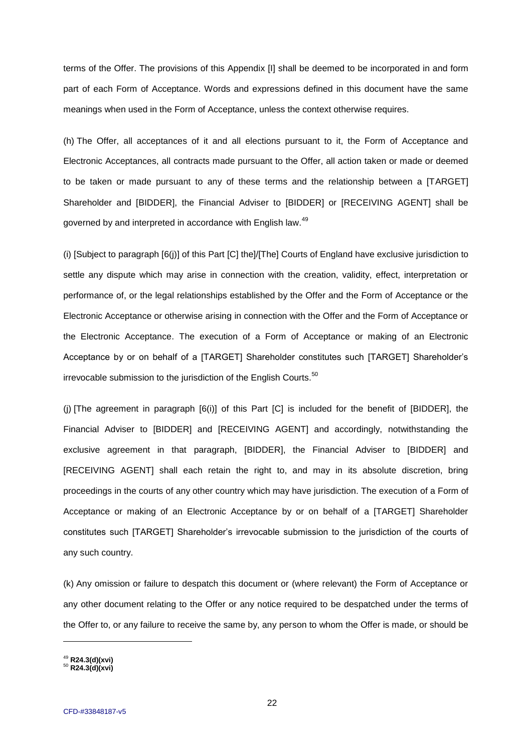terms of the Offer. The provisions of this Appendix [I] shall be deemed to be incorporated in and form part of each Form of Acceptance. Words and expressions defined in this document have the same meanings when used in the Form of Acceptance, unless the context otherwise requires.

(h) The Offer, all acceptances of it and all elections pursuant to it, the Form of Acceptance and Electronic Acceptances, all contracts made pursuant to the Offer, all action taken or made or deemed to be taken or made pursuant to any of these terms and the relationship between a [TARGET] Shareholder and [BIDDER], the Financial Adviser to [BIDDER] or [RECEIVING AGENT] shall be governed by and interpreted in accordance with English law.[49]

(i) [Subject to paragraph [6(j)] of this Part [C] the]/[The] Courts of England have exclusive jurisdiction to settle any dispute which may arise in connection with the creation, validity, effect, interpretation or performance of, or the legal relationships established by the Offer and the Form of Acceptance or the Electronic Acceptance or otherwise arising in connection with the Offer and the Form of Acceptance or the Electronic Acceptance. The execution of a Form of Acceptance or making of an Electronic Acceptance by or on behalf of a [TARGET] Shareholder constitutes such [TARGET] Shareholder's irrevocable submission to the jurisdiction of the English Courts.[50]

(j) [The agreement in paragraph [6(i)] of this Part [C] is included for the benefit of [BIDDER], the Financial Adviser to [BIDDER] and [RECEIVING AGENT] and accordingly, notwithstanding the exclusive agreement in that paragraph, [BIDDER], the Financial Adviser to [BIDDER] and [RECEIVING AGENT] shall each retain the right to, and may in its absolute discretion, bring proceedings in the courts of any other country which may have jurisdiction. The execution of a Form of Acceptance or making of an Electronic Acceptance by or on behalf of a [TARGET] Shareholder constitutes such [TARGET] Shareholder's irrevocable submission to the jurisdiction of the courts of any such country.

(k) Any omission or failure to despatch this document or (where relevant) the Form of Acceptance or any other document relating to the Offer or any notice required to be despatched under the terms of the Offer to, or any failure to receive the same by, any person to whom the Offer is made, or should be

---

[49] **R24.3(d)(xvi)**

[50] **R24.3(d)(xvi)**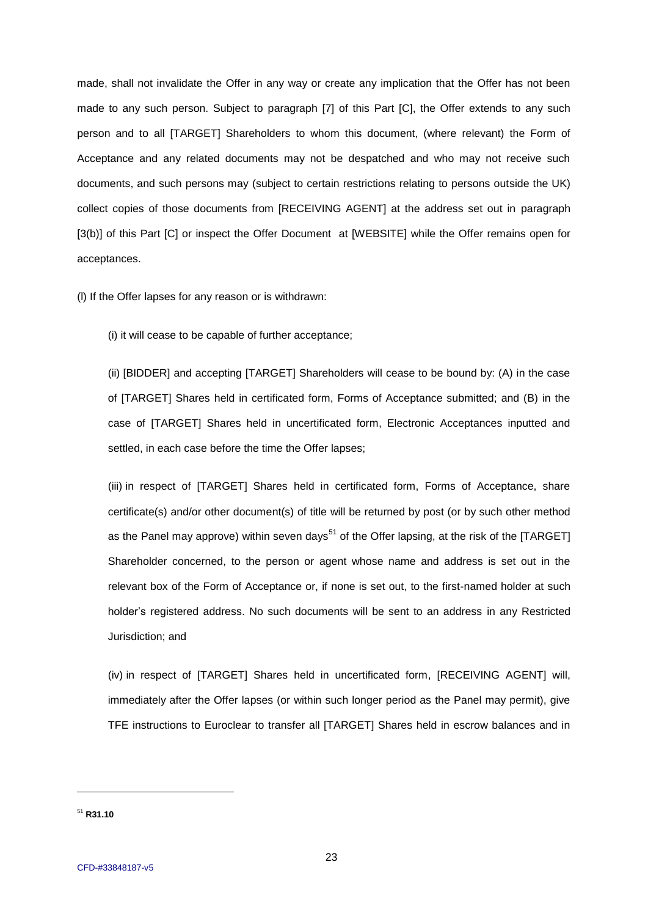made, shall not invalidate the Offer in any way or create any implication that the Offer has not been made to any such person. Subject to paragraph [7] of this Part [C], the Offer extends to any such person and to all [TARGET] Shareholders to whom this document, (where relevant) the Form of Acceptance and any related documents may not be despatched and who may not receive such documents, and such persons may (subject to certain restrictions relating to persons outside the UK) collect copies of those documents from [RECEIVING AGENT] at the address set out in paragraph [3(b)] of this Part [C] or inspect the Offer Document at [WEBSITE] while the Offer remains open for acceptances.

(l) If the Offer lapses for any reason or is withdrawn:

(i) it will cease to be capable of further acceptance;

(ii) [BIDDER] and accepting [TARGET] Shareholders will cease to be bound by: (A) in the case of [TARGET] Shares held in certificated form, Forms of Acceptance submitted; and (B) in the case of [TARGET] Shares held in uncertificated form, Electronic Acceptances inputted and settled, in each case before the time the Offer lapses;

(iii) in respect of [TARGET] Shares held in certificated form, Forms of Acceptance, share certificate(s) and/or other document(s) of title will be returned by post (or by such other method as the Panel may approve) within seven days[51] of the Offer lapsing, at the risk of the [TARGET] Shareholder concerned, to the person or agent whose name and address is set out in the relevant box of the Form of Acceptance or, if none is set out, to the first-named holder at such holder's registered address. No such documents will be sent to an address in any Restricted Jurisdiction; and

(iv) in respect of [TARGET] Shares held in uncertificated form, [RECEIVING AGENT] will, immediately after the Offer lapses (or within such longer period as the Panel may permit), give TFE instructions to Euroclear to transfer all [TARGET] Shares held in escrow balances and in

[51] **R31.10**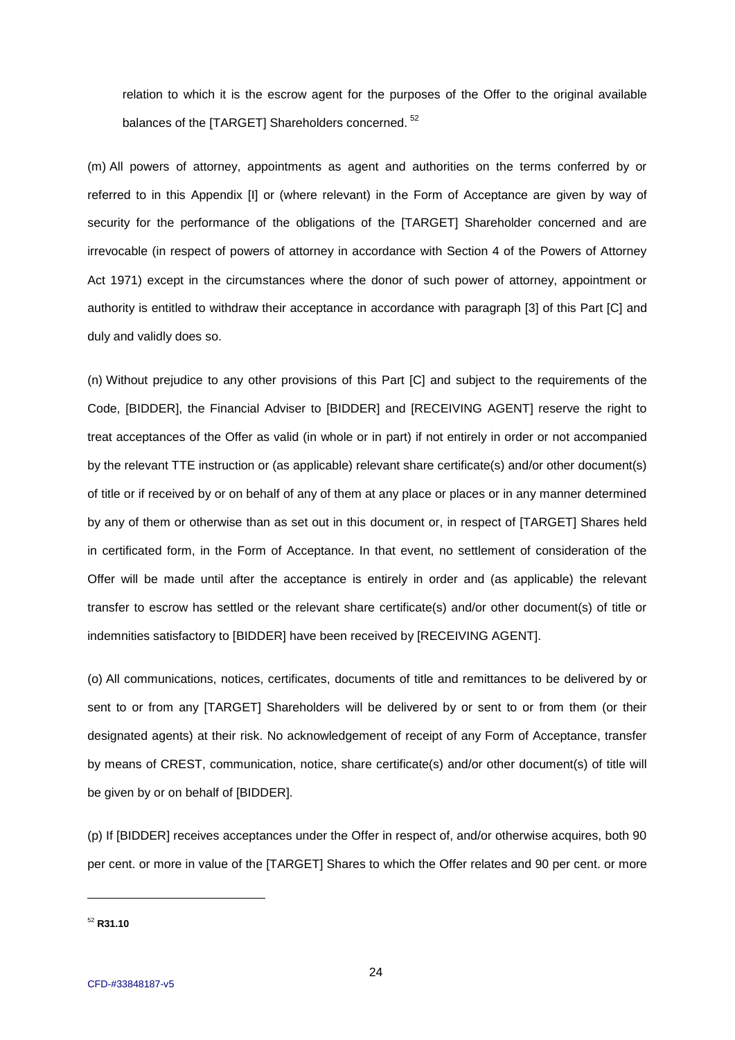relation to which it is the escrow agent for the purposes of the Offer to the original available balances of the [TARGET] Shareholders concerned. [52]

(m) All powers of attorney, appointments as agent and authorities on the terms conferred by or referred to in this Appendix [I] or (where relevant) in the Form of Acceptance are given by way of security for the performance of the obligations of the [TARGET] Shareholder concerned and are irrevocable (in respect of powers of attorney in accordance with Section 4 of the Powers of Attorney Act 1971) except in the circumstances where the donor of such power of attorney, appointment or authority is entitled to withdraw their acceptance in accordance with paragraph [3] of this Part [C] and duly and validly does so.

(n) Without prejudice to any other provisions of this Part [C] and subject to the requirements of the Code, [BIDDER], the Financial Adviser to [BIDDER] and [RECEIVING AGENT] reserve the right to treat acceptances of the Offer as valid (in whole or in part) if not entirely in order or not accompanied by the relevant TTE instruction or (as applicable) relevant share certificate(s) and/or other document(s) of title or if received by or on behalf of any of them at any place or places or in any manner determined by any of them or otherwise than as set out in this document or, in respect of [TARGET] Shares held in certificated form, in the Form of Acceptance. In that event, no settlement of consideration of the Offer will be made until after the acceptance is entirely in order and (as applicable) the relevant transfer to escrow has settled or the relevant share certificate(s) and/or other document(s) of title or indemnities satisfactory to [BIDDER] have been received by [RECEIVING AGENT].

(o) All communications, notices, certificates, documents of title and remittances to be delivered by or sent to or from any [TARGET] Shareholders will be delivered by or sent to or from them (or their designated agents) at their risk. No acknowledgement of receipt of any Form of Acceptance, transfer by means of CREST, communication, notice, share certificate(s) and/or other document(s) of title will be given by or on behalf of [BIDDER].

(p) If [BIDDER] receives acceptances under the Offer in respect of, and/or otherwise acquires, both 90 per cent. or more in value of the [TARGET] Shares to which the Offer relates and 90 per cent. or more

---

[52] **R31.10**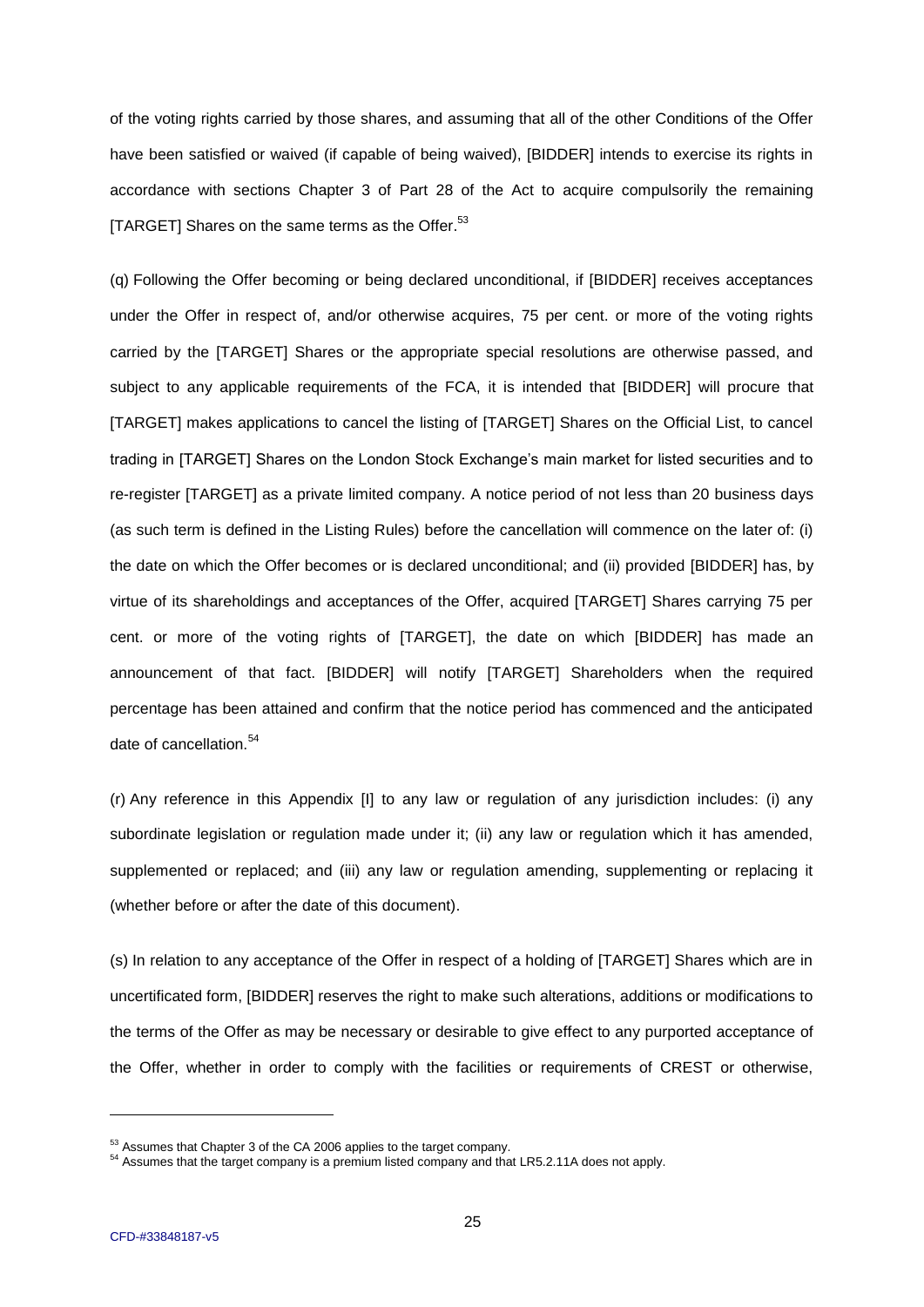of the voting rights carried by those shares, and assuming that all of the other Conditions of the Offer have been satisfied or waived (if capable of being waived), [BIDDER] intends to exercise its rights in accordance with sections Chapter 3 of Part 28 of the Act to acquire compulsorily the remaining [TARGET] Shares on the same terms as the Offer.[53]

(q) Following the Offer becoming or being declared unconditional, if [BIDDER] receives acceptances under the Offer in respect of, and/or otherwise acquires, 75 per cent. or more of the voting rights carried by the [TARGET] Shares or the appropriate special resolutions are otherwise passed, and subject to any applicable requirements of the FCA, it is intended that [BIDDER] will procure that [TARGET] makes applications to cancel the listing of [TARGET] Shares on the Official List, to cancel trading in [TARGET] Shares on the London Stock Exchange's main market for listed securities and to re-register [TARGET] as a private limited company. A notice period of not less than 20 business days (as such term is defined in the Listing Rules) before the cancellation will commence on the later of: (i) the date on which the Offer becomes or is declared unconditional; and (ii) provided [BIDDER] has, by virtue of its shareholdings and acceptances of the Offer, acquired [TARGET] Shares carrying 75 per cent. or more of the voting rights of [TARGET], the date on which [BIDDER] has made an announcement of that fact. [BIDDER] will notify [TARGET] Shareholders when the required percentage has been attained and confirm that the notice period has commenced and the anticipated date of cancellation.[54]

(r) Any reference in this Appendix [I] to any law or regulation of any jurisdiction includes: (i) any subordinate legislation or regulation made under it; (ii) any law or regulation which it has amended, supplemented or replaced; and (iii) any law or regulation amending, supplementing or replacing it (whether before or after the date of this document).

(s) In relation to any acceptance of the Offer in respect of a holding of [TARGET] Shares which are in uncertificated form, [BIDDER] reserves the right to make such alterations, additions or modifications to the terms of the Offer as may be necessary or desirable to give effect to any purported acceptance of the Offer, whether in order to comply with the facilities or requirements of CREST or otherwise,

---

[53] Assumes that Chapter 3 of the CA 2006 applies to the target company.

[54] Assumes that the target company is a premium listed company and that LR5.2.11A does not apply.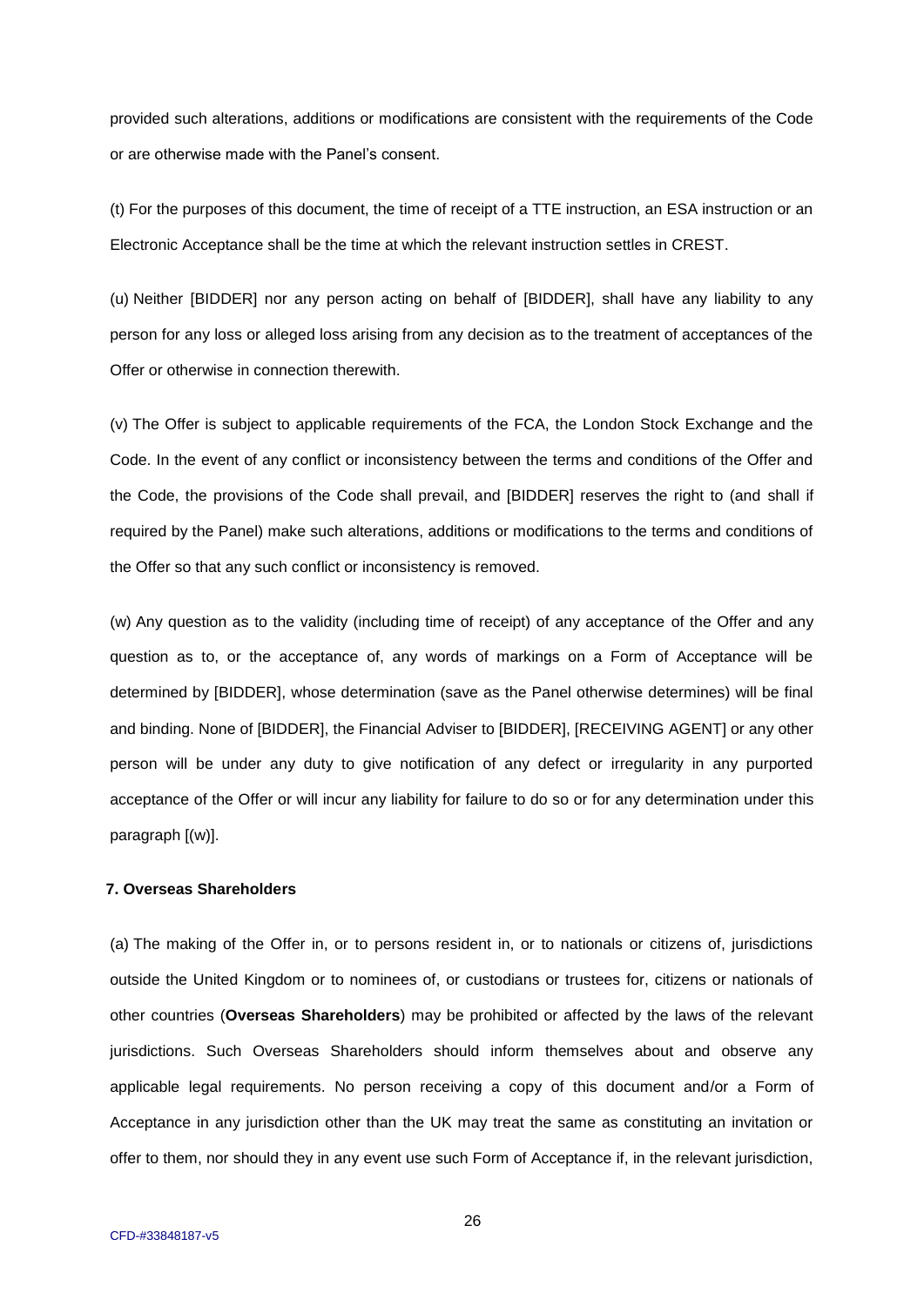provided such alterations, additions or modifications are consistent with the requirements of the Code or are otherwise made with the Panel's consent.

(t) For the purposes of this document, the time of receipt of a TTE instruction, an ESA instruction or an Electronic Acceptance shall be the time at which the relevant instruction settles in CREST.

(u) Neither [BIDDER] nor any person acting on behalf of [BIDDER], shall have any liability to any person for any loss or alleged loss arising from any decision as to the treatment of acceptances of the Offer or otherwise in connection therewith.

(v) The Offer is subject to applicable requirements of the FCA, the London Stock Exchange and the Code. In the event of any conflict or inconsistency between the terms and conditions of the Offer and the Code, the provisions of the Code shall prevail, and [BIDDER] reserves the right to (and shall if required by the Panel) make such alterations, additions or modifications to the terms and conditions of the Offer so that any such conflict or inconsistency is removed.

(w) Any question as to the validity (including time of receipt) of any acceptance of the Offer and any question as to, or the acceptance of, any words of markings on a Form of Acceptance will be determined by [BIDDER], whose determination (save as the Panel otherwise determines) will be final and binding. None of [BIDDER], the Financial Adviser to [BIDDER], [RECEIVING AGENT] or any other person will be under any duty to give notification of any defect or irregularity in any purported acceptance of the Offer or will incur any liability for failure to do so or for any determination under this paragraph [(w)].

**7. Overseas Shareholders**

(a) The making of the Offer in, or to persons resident in, or to nationals or citizens of, jurisdictions outside the United Kingdom or to nominees of, or custodians or trustees for, citizens or nationals of other countries (**Overseas Shareholders**) may be prohibited or affected by the laws of the relevant jurisdictions. Such Overseas Shareholders should inform themselves about and observe any applicable legal requirements. No person receiving a copy of this document and/or a Form of Acceptance in any jurisdiction other than the UK may treat the same as constituting an invitation or offer to them, nor should they in any event use such Form of Acceptance if, in the relevant jurisdiction,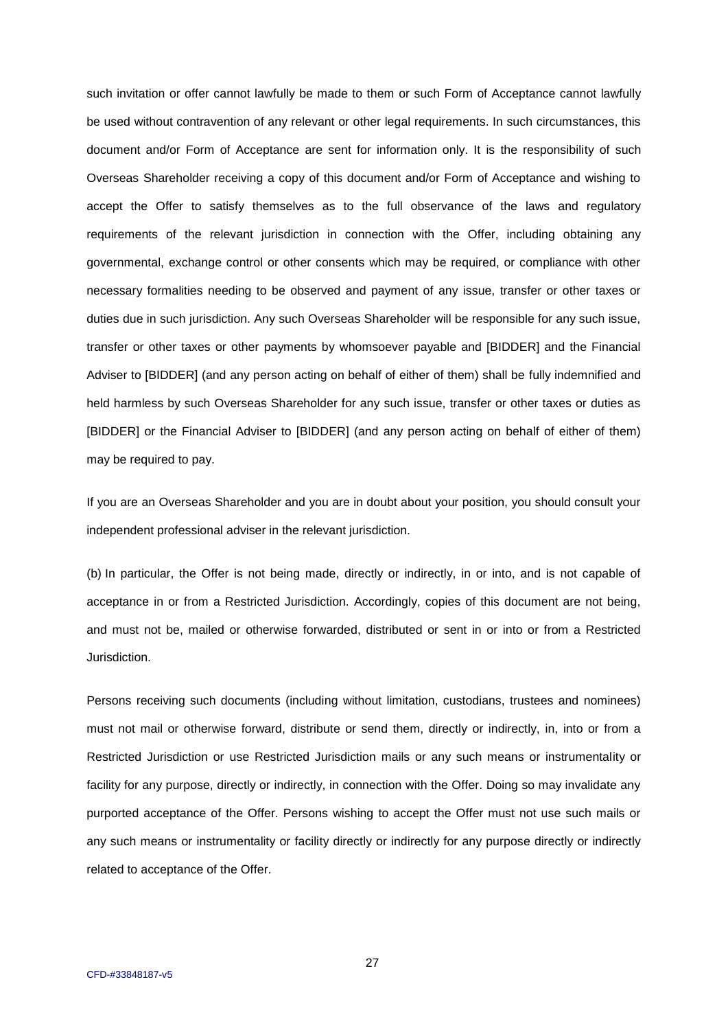such invitation or offer cannot lawfully be made to them or such Form of Acceptance cannot lawfully be used without contravention of any relevant or other legal requirements. In such circumstances, this document and/or Form of Acceptance are sent for information only. It is the responsibility of such Overseas Shareholder receiving a copy of this document and/or Form of Acceptance and wishing to accept the Offer to satisfy themselves as to the full observance of the laws and regulatory requirements of the relevant jurisdiction in connection with the Offer, including obtaining any governmental, exchange control or other consents which may be required, or compliance with other necessary formalities needing to be observed and payment of any issue, transfer or other taxes or duties due in such jurisdiction. Any such Overseas Shareholder will be responsible for any such issue, transfer or other taxes or other payments by whomsoever payable and [BIDDER] and the Financial Adviser to [BIDDER] (and any person acting on behalf of either of them) shall be fully indemnified and held harmless by such Overseas Shareholder for any such issue, transfer or other taxes or duties as [BIDDER] or the Financial Adviser to [BIDDER] (and any person acting on behalf of either of them) may be required to pay.

If you are an Overseas Shareholder and you are in doubt about your position, you should consult your independent professional adviser in the relevant jurisdiction.

(b) In particular, the Offer is not being made, directly or indirectly, in or into, and is not capable of acceptance in or from a Restricted Jurisdiction. Accordingly, copies of this document are not being, and must not be, mailed or otherwise forwarded, distributed or sent in or into or from a Restricted Jurisdiction.

Persons receiving such documents (including without limitation, custodians, trustees and nominees) must not mail or otherwise forward, distribute or send them, directly or indirectly, in, into or from a Restricted Jurisdiction or use Restricted Jurisdiction mails or any such means or instrumentality or facility for any purpose, directly or indirectly, in connection with the Offer. Doing so may invalidate any purported acceptance of the Offer. Persons wishing to accept the Offer must not use such mails or any such means or instrumentality or facility directly or indirectly for any purpose directly or indirectly related to acceptance of the Offer.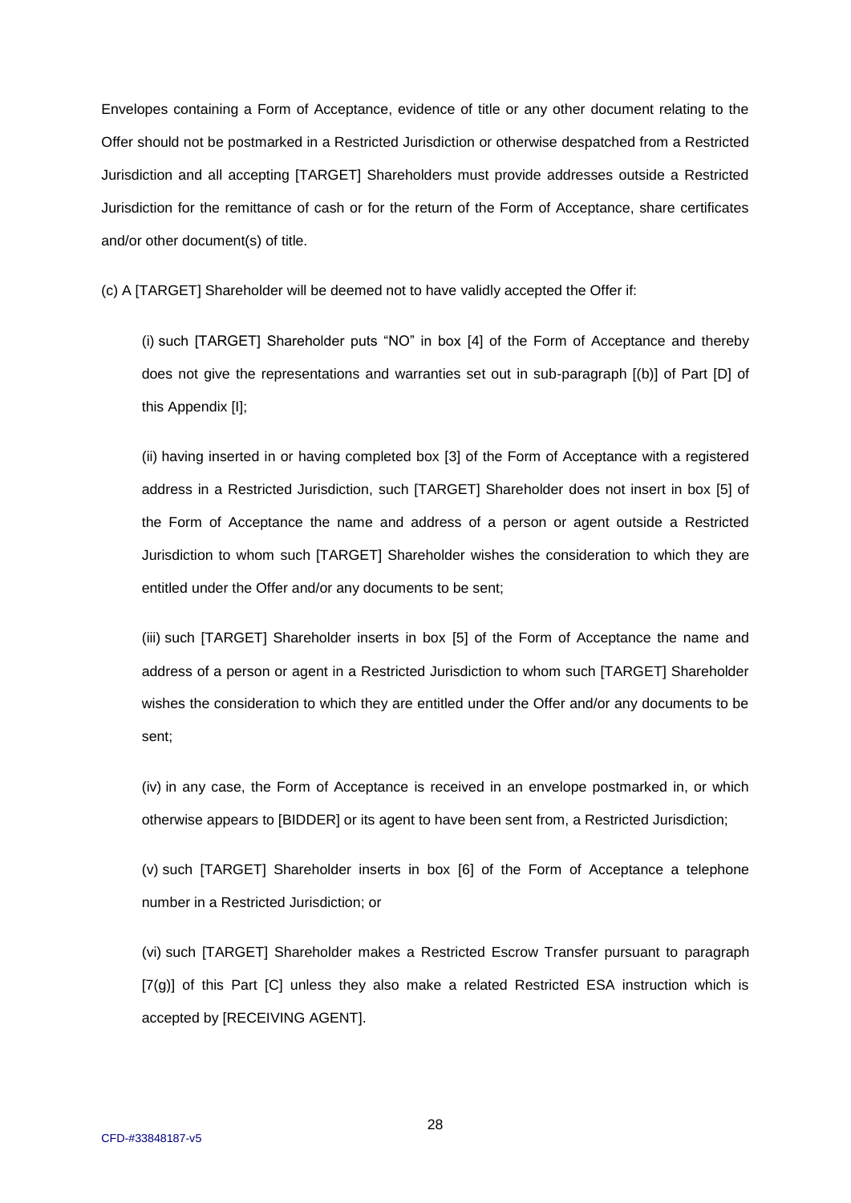Envelopes containing a Form of Acceptance, evidence of title or any other document relating to the Offer should not be postmarked in a Restricted Jurisdiction or otherwise despatched from a Restricted Jurisdiction and all accepting [TARGET] Shareholders must provide addresses outside a Restricted Jurisdiction for the remittance of cash or for the return of the Form of Acceptance, share certificates and/or other document(s) of title.

(c) A [TARGET] Shareholder will be deemed not to have validly accepted the Offer if:

(i) such [TARGET] Shareholder puts "NO" in box [4] of the Form of Acceptance and thereby does not give the representations and warranties set out in sub-paragraph [(b)] of Part [D] of this Appendix [I];

(ii) having inserted in or having completed box [3] of the Form of Acceptance with a registered address in a Restricted Jurisdiction, such [TARGET] Shareholder does not insert in box [5] of the Form of Acceptance the name and address of a person or agent outside a Restricted Jurisdiction to whom such [TARGET] Shareholder wishes the consideration to which they are entitled under the Offer and/or any documents to be sent;

(iii) such [TARGET] Shareholder inserts in box [5] of the Form of Acceptance the name and address of a person or agent in a Restricted Jurisdiction to whom such [TARGET] Shareholder wishes the consideration to which they are entitled under the Offer and/or any documents to be sent;

(iv) in any case, the Form of Acceptance is received in an envelope postmarked in, or which otherwise appears to [BIDDER] or its agent to have been sent from, a Restricted Jurisdiction;

(v) such [TARGET] Shareholder inserts in box [6] of the Form of Acceptance a telephone number in a Restricted Jurisdiction; or

(vi) such [TARGET] Shareholder makes a Restricted Escrow Transfer pursuant to paragraph [7(g)] of this Part [C] unless they also make a related Restricted ESA instruction which is accepted by [RECEIVING AGENT].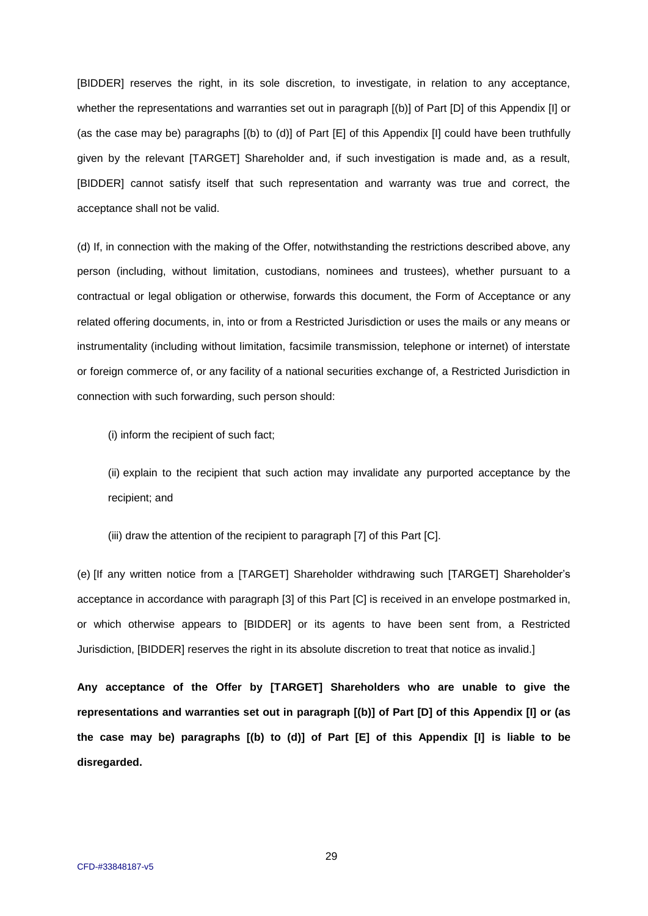[BIDDER] reserves the right, in its sole discretion, to investigate, in relation to any acceptance, whether the representations and warranties set out in paragraph [(b)] of Part [D] of this Appendix [I] or (as the case may be) paragraphs [(b) to (d)] of Part [E] of this Appendix [I] could have been truthfully given by the relevant [TARGET] Shareholder and, if such investigation is made and, as a result, [BIDDER] cannot satisfy itself that such representation and warranty was true and correct, the acceptance shall not be valid.

(d) If, in connection with the making of the Offer, notwithstanding the restrictions described above, any person (including, without limitation, custodians, nominees and trustees), whether pursuant to a contractual or legal obligation or otherwise, forwards this document, the Form of Acceptance or any related offering documents, in, into or from a Restricted Jurisdiction or uses the mails or any means or instrumentality (including without limitation, facsimile transmission, telephone or internet) of interstate or foreign commerce of, or any facility of a national securities exchange of, a Restricted Jurisdiction in connection with such forwarding, such person should:

(i) inform the recipient of such fact;

(ii) explain to the recipient that such action may invalidate any purported acceptance by the recipient; and

(iii) draw the attention of the recipient to paragraph [7] of this Part [C].

(e) [If any written notice from a [TARGET] Shareholder withdrawing such [TARGET] Shareholder's acceptance in accordance with paragraph [3] of this Part [C] is received in an envelope postmarked in, or which otherwise appears to [BIDDER] or its agents to have been sent from, a Restricted Jurisdiction, [BIDDER] reserves the right in its absolute discretion to treat that notice as invalid.]

**Any acceptance of the Offer by [TARGET] Shareholders who are unable to give the representations and warranties set out in paragraph [(b)] of Part [D] of this Appendix [I] or (as the case may be) paragraphs [(b) to (d)] of Part [E] of this Appendix [I] is liable to be disregarded.**

CFD-#33848187-v5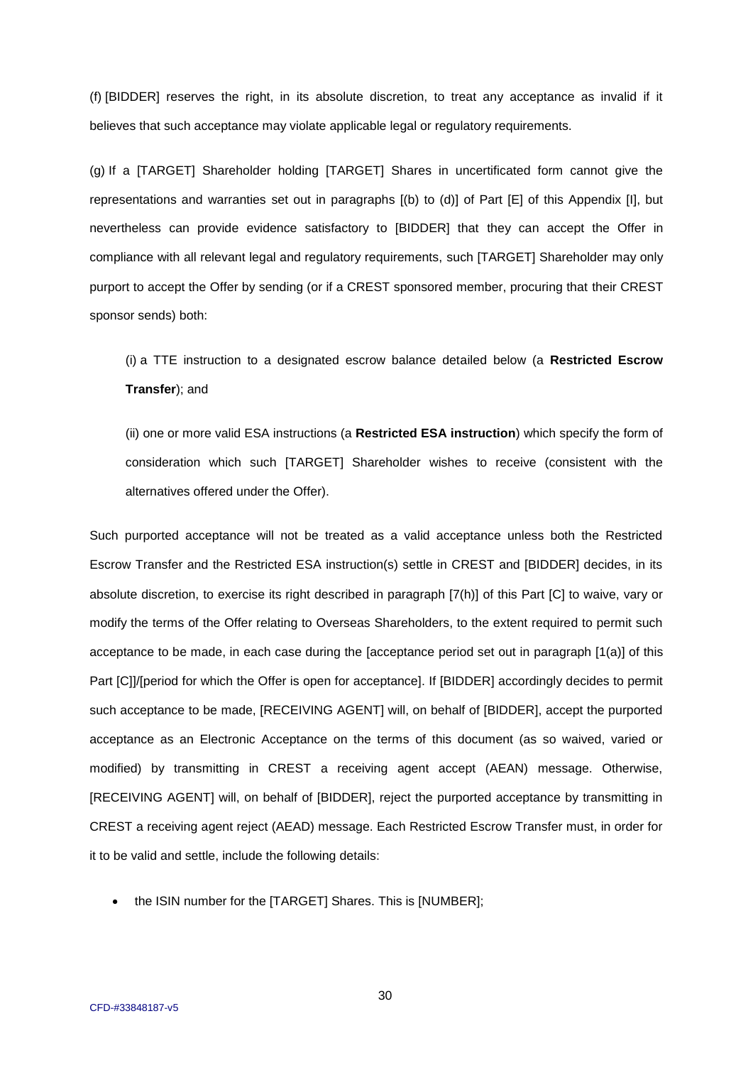(f) [BIDDER] reserves the right, in its absolute discretion, to treat any acceptance as invalid if it believes that such acceptance may violate applicable legal or regulatory requirements.

(g) If a [TARGET] Shareholder holding [TARGET] Shares in uncertificated form cannot give the representations and warranties set out in paragraphs [(b) to (d)] of Part [E] of this Appendix [I], but nevertheless can provide evidence satisfactory to [BIDDER] that they can accept the Offer in compliance with all relevant legal and regulatory requirements, such [TARGET] Shareholder may only purport to accept the Offer by sending (or if a CREST sponsored member, procuring that their CREST sponsor sends) both:

(i) a TTE instruction to a designated escrow balance detailed below (a **Restricted Escrow Transfer**); and

(ii) one or more valid ESA instructions (a **Restricted ESA instruction**) which specify the form of consideration which such [TARGET] Shareholder wishes to receive (consistent with the alternatives offered under the Offer).

Such purported acceptance will not be treated as a valid acceptance unless both the Restricted Escrow Transfer and the Restricted ESA instruction(s) settle in CREST and [BIDDER] decides, in its absolute discretion, to exercise its right described in paragraph [7(h)] of this Part [C] to waive, vary or modify the terms of the Offer relating to Overseas Shareholders, to the extent required to permit such acceptance to be made, in each case during the [acceptance period set out in paragraph [1(a)] of this Part [C]]/[period for which the Offer is open for acceptance]. If [BIDDER] accordingly decides to permit such acceptance to be made, [RECEIVING AGENT] will, on behalf of [BIDDER], accept the purported acceptance as an Electronic Acceptance on the terms of this document (as so waived, varied or modified) by transmitting in CREST a receiving agent accept (AEAN) message. Otherwise, [RECEIVING AGENT] will, on behalf of [BIDDER], reject the purported acceptance by transmitting in CREST a receiving agent reject (AEAD) message. Each Restricted Escrow Transfer must, in order for it to be valid and settle, include the following details:

- the ISIN number for the [TARGET] Shares. This is [NUMBER];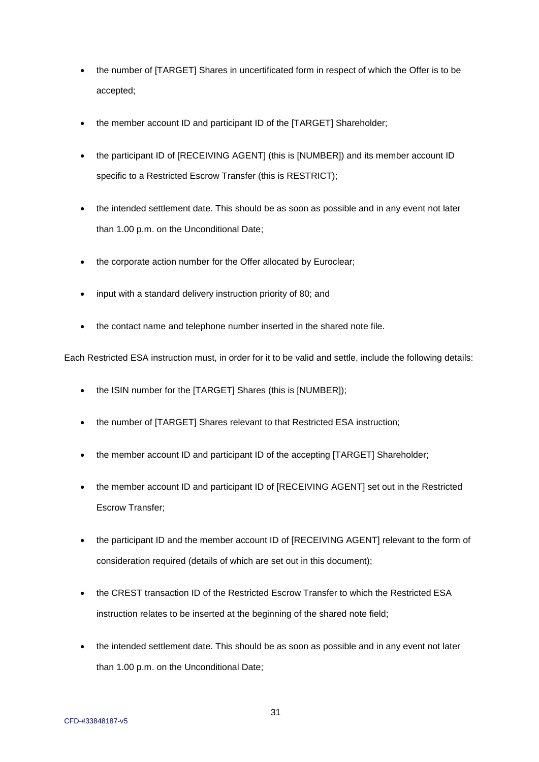- the number of [TARGET] Shares in uncertificated form in respect of which the Offer is to be accepted;
- the member account ID and participant ID of the [TARGET] Shareholder;
- the participant ID of [RECEIVING AGENT] (this is [NUMBER]) and its member account ID specific to a Restricted Escrow Transfer (this is RESTRICT);
- the intended settlement date. This should be as soon as possible and in any event not later than 1.00 p.m. on the Unconditional Date;
- the corporate action number for the Offer allocated by Euroclear;
- input with a standard delivery instruction priority of 80; and
- the contact name and telephone number inserted in the shared note file.

Each Restricted ESA instruction must, in order for it to be valid and settle, include the following details:

- the ISIN number for the [TARGET] Shares (this is [NUMBER]);
- the number of [TARGET] Shares relevant to that Restricted ESA instruction;
- the member account ID and participant ID of the accepting [TARGET] Shareholder;
- the member account ID and participant ID of [RECEIVING AGENT] set out in the Restricted Escrow Transfer;
- the participant ID and the member account ID of [RECEIVING AGENT] relevant to the form of consideration required (details of which are set out in this document);
- the CREST transaction ID of the Restricted Escrow Transfer to which the Restricted ESA instruction relates to be inserted at the beginning of the shared note field;
- the intended settlement date. This should be as soon as possible and in any event not later than 1.00 p.m. on the Unconditional Date;

CFD-#33848187-v5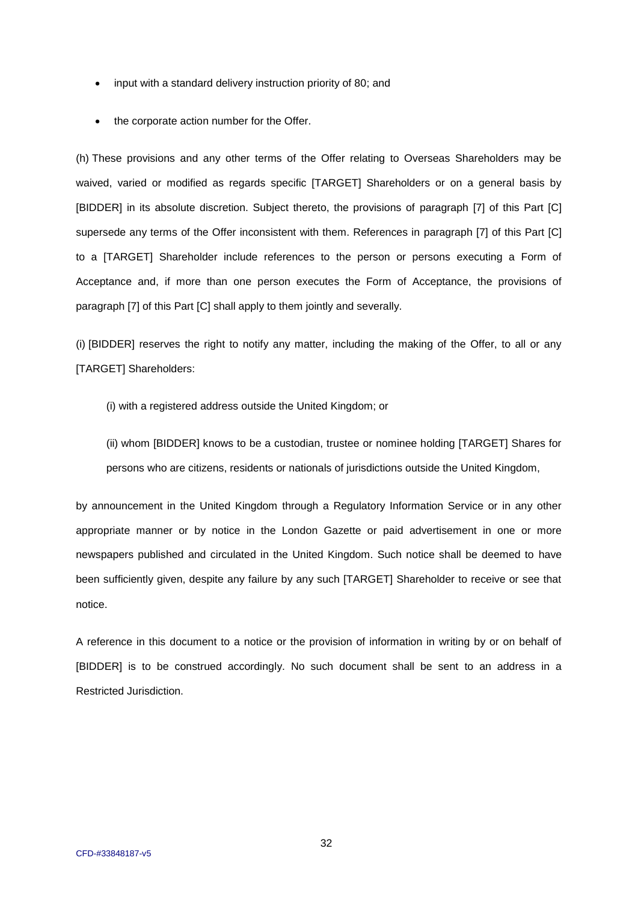- input with a standard delivery instruction priority of 80; and
- the corporate action number for the Offer.

(h) These provisions and any other terms of the Offer relating to Overseas Shareholders may be waived, varied or modified as regards specific [TARGET] Shareholders or on a general basis by [BIDDER] in its absolute discretion. Subject thereto, the provisions of paragraph [7] of this Part [C] supersede any terms of the Offer inconsistent with them. References in paragraph [7] of this Part [C] to a [TARGET] Shareholder include references to the person or persons executing a Form of Acceptance and, if more than one person executes the Form of Acceptance, the provisions of paragraph [7] of this Part [C] shall apply to them jointly and severally.

(i) [BIDDER] reserves the right to notify any matter, including the making of the Offer, to all or any [TARGET] Shareholders:

(i) with a registered address outside the United Kingdom; or

(ii) whom [BIDDER] knows to be a custodian, trustee or nominee holding [TARGET] Shares for persons who are citizens, residents or nationals of jurisdictions outside the United Kingdom,

by announcement in the United Kingdom through a Regulatory Information Service or in any other appropriate manner or by notice in the London Gazette or paid advertisement in one or more newspapers published and circulated in the United Kingdom. Such notice shall be deemed to have been sufficiently given, despite any failure by any such [TARGET] Shareholder to receive or see that notice.

A reference in this document to a notice or the provision of information in writing by or on behalf of [BIDDER] is to be construed accordingly. No such document shall be sent to an address in a Restricted Jurisdiction.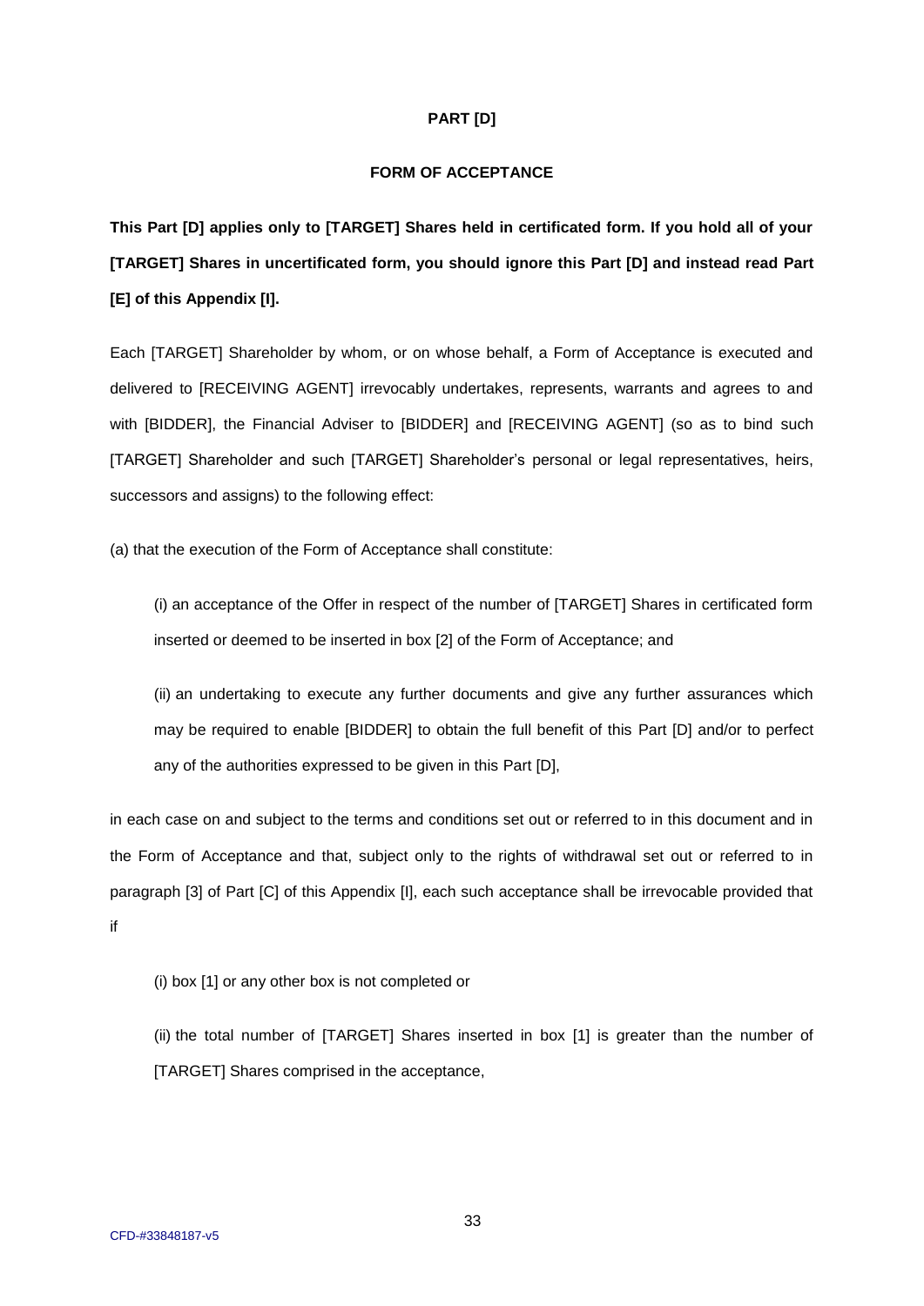# PART [D]

## FORM OF ACCEPTANCE

**This Part [D] applies only to [TARGET] Shares held in certificated form. If you hold all of your [TARGET] Shares in uncertificated form, you should ignore this Part [D] and instead read Part [E] of this Appendix [I].**

Each [TARGET] Shareholder by whom, or on whose behalf, a Form of Acceptance is executed and delivered to [RECEIVING AGENT] irrevocably undertakes, represents, warrants and agrees to and with [BIDDER], the Financial Adviser to [BIDDER] and [RECEIVING AGENT] (so as to bind such [TARGET] Shareholder and such [TARGET] Shareholder's personal or legal representatives, heirs, successors and assigns) to the following effect:

(a) that the execution of the Form of Acceptance shall constitute:

(i) an acceptance of the Offer in respect of the number of [TARGET] Shares in certificated form inserted or deemed to be inserted in box [2] of the Form of Acceptance; and

(ii) an undertaking to execute any further documents and give any further assurances which may be required to enable [BIDDER] to obtain the full benefit of this Part [D] and/or to perfect any of the authorities expressed to be given in this Part [D],

in each case on and subject to the terms and conditions set out or referred to in this document and in the Form of Acceptance and that, subject only to the rights of withdrawal set out or referred to in paragraph [3] of Part [C] of this Appendix [I], each such acceptance shall be irrevocable provided that if

(i) box [1] or any other box is not completed or

(ii) the total number of [TARGET] Shares inserted in box [1] is greater than the number of [TARGET] Shares comprised in the acceptance,

CFD-#33848187-v5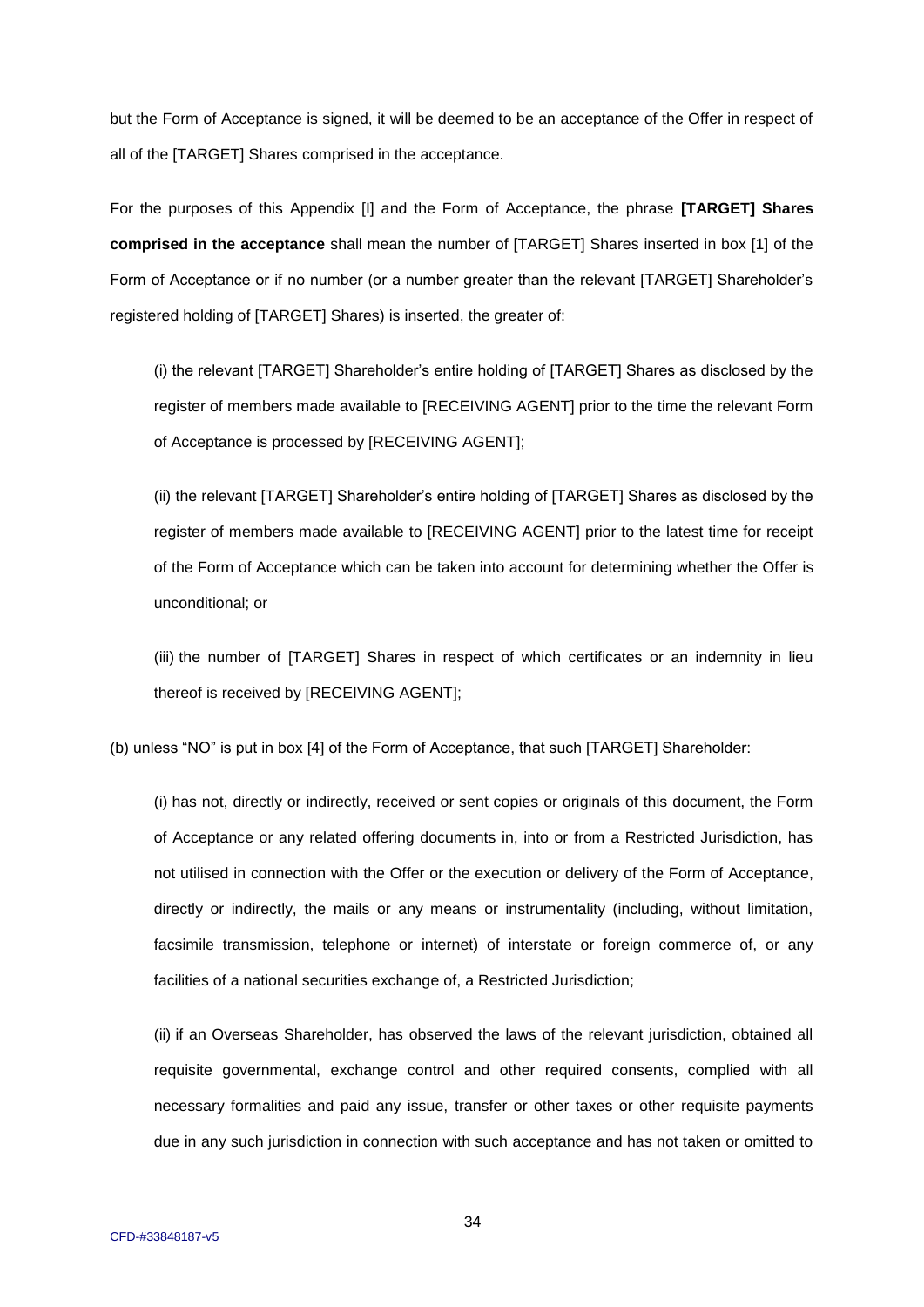but the Form of Acceptance is signed, it will be deemed to be an acceptance of the Offer in respect of all of the [TARGET] Shares comprised in the acceptance.

For the purposes of this Appendix [I] and the Form of Acceptance, the phrase **[TARGET] Shares comprised in the acceptance** shall mean the number of [TARGET] Shares inserted in box [1] of the Form of Acceptance or if no number (or a number greater than the relevant [TARGET] Shareholder's registered holding of [TARGET] Shares) is inserted, the greater of:

(i) the relevant [TARGET] Shareholder's entire holding of [TARGET] Shares as disclosed by the register of members made available to [RECEIVING AGENT] prior to the time the relevant Form of Acceptance is processed by [RECEIVING AGENT];

(ii) the relevant [TARGET] Shareholder's entire holding of [TARGET] Shares as disclosed by the register of members made available to [RECEIVING AGENT] prior to the latest time for receipt of the Form of Acceptance which can be taken into account for determining whether the Offer is unconditional; or

(iii) the number of [TARGET] Shares in respect of which certificates or an indemnity in lieu thereof is received by [RECEIVING AGENT];

(b) unless "NO" is put in box [4] of the Form of Acceptance, that such [TARGET] Shareholder:

(i) has not, directly or indirectly, received or sent copies or originals of this document, the Form of Acceptance or any related offering documents in, into or from a Restricted Jurisdiction, has not utilised in connection with the Offer or the execution or delivery of the Form of Acceptance, directly or indirectly, the mails or any means or instrumentality (including, without limitation, facsimile transmission, telephone or internet) of interstate or foreign commerce of, or any facilities of a national securities exchange of, a Restricted Jurisdiction;

(ii) if an Overseas Shareholder, has observed the laws of the relevant jurisdiction, obtained all requisite governmental, exchange control and other required consents, complied with all necessary formalities and paid any issue, transfer or other taxes or other requisite payments due in any such jurisdiction in connection with such acceptance and has not taken or omitted to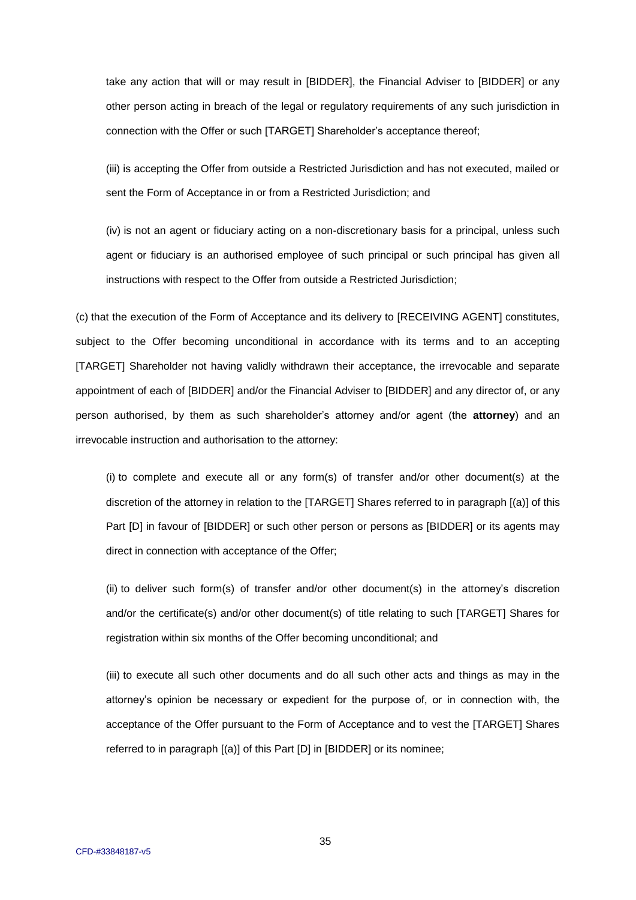take any action that will or may result in [BIDDER], the Financial Adviser to [BIDDER] or any other person acting in breach of the legal or regulatory requirements of any such jurisdiction in connection with the Offer or such [TARGET] Shareholder's acceptance thereof;

(iii) is accepting the Offer from outside a Restricted Jurisdiction and has not executed, mailed or sent the Form of Acceptance in or from a Restricted Jurisdiction; and

(iv) is not an agent or fiduciary acting on a non-discretionary basis for a principal, unless such agent or fiduciary is an authorised employee of such principal or such principal has given all instructions with respect to the Offer from outside a Restricted Jurisdiction;

(c) that the execution of the Form of Acceptance and its delivery to [RECEIVING AGENT] constitutes, subject to the Offer becoming unconditional in accordance with its terms and to an accepting [TARGET] Shareholder not having validly withdrawn their acceptance, the irrevocable and separate appointment of each of [BIDDER] and/or the Financial Adviser to [BIDDER] and any director of, or any person authorised, by them as such shareholder's attorney and/or agent (the **attorney**) and an irrevocable instruction and authorisation to the attorney:

(i) to complete and execute all or any form(s) of transfer and/or other document(s) at the discretion of the attorney in relation to the [TARGET] Shares referred to in paragraph [(a)] of this Part [D] in favour of [BIDDER] or such other person or persons as [BIDDER] or its agents may direct in connection with acceptance of the Offer;

(ii) to deliver such form(s) of transfer and/or other document(s) in the attorney's discretion and/or the certificate(s) and/or other document(s) of title relating to such [TARGET] Shares for registration within six months of the Offer becoming unconditional; and

(iii) to execute all such other documents and do all such other acts and things as may in the attorney's opinion be necessary or expedient for the purpose of, or in connection with, the acceptance of the Offer pursuant to the Form of Acceptance and to vest the [TARGET] Shares referred to in paragraph [(a)] of this Part [D] in [BIDDER] or its nominee;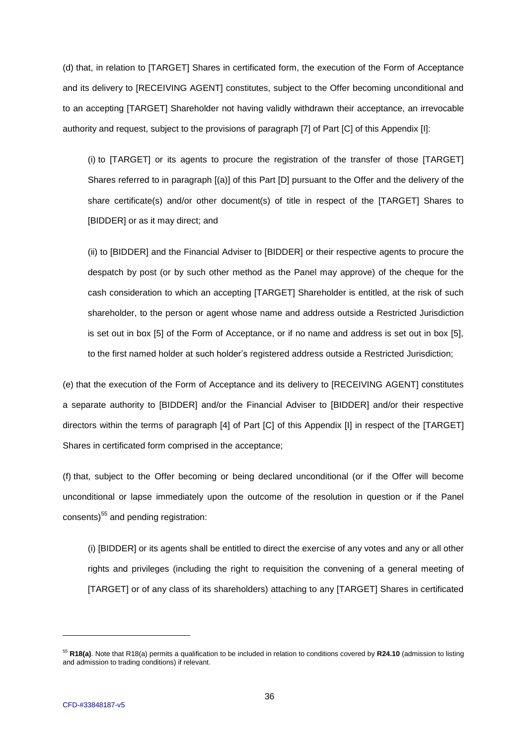(d) that, in relation to [TARGET] Shares in certificated form, the execution of the Form of Acceptance and its delivery to [RECEIVING AGENT] constitutes, subject to the Offer becoming unconditional and to an accepting [TARGET] Shareholder not having validly withdrawn their acceptance, an irrevocable authority and request, subject to the provisions of paragraph [7] of Part [C] of this Appendix [I]:

(i) to [TARGET] or its agents to procure the registration of the transfer of those [TARGET] Shares referred to in paragraph [(a)] of this Part [D] pursuant to the Offer and the delivery of the share certificate(s) and/or other document(s) of title in respect of the [TARGET] Shares to [BIDDER] or as it may direct; and

(ii) to [BIDDER] and the Financial Adviser to [BIDDER] or their respective agents to procure the despatch by post (or by such other method as the Panel may approve) of the cheque for the cash consideration to which an accepting [TARGET] Shareholder is entitled, at the risk of such shareholder, to the person or agent whose name and address outside a Restricted Jurisdiction is set out in box [5] of the Form of Acceptance, or if no name and address is set out in box [5], to the first named holder at such holder's registered address outside a Restricted Jurisdiction;

(e) that the execution of the Form of Acceptance and its delivery to [RECEIVING AGENT] constitutes a separate authority to [BIDDER] and/or the Financial Adviser to [BIDDER] and/or their respective directors within the terms of paragraph [4] of Part [C] of this Appendix [I] in respect of the [TARGET] Shares in certificated form comprised in the acceptance;

(f) that, subject to the Offer becoming or being declared unconditional (or if the Offer will become unconditional or lapse immediately upon the outcome of the resolution in question or if the Panel consents)[55] and pending registration:

(i) [BIDDER] or its agents shall be entitled to direct the exercise of any votes and any or all other rights and privileges (including the right to requisition the convening of a general meeting of [TARGET] or of any class of its shareholders) attaching to any [TARGET] Shares in certificated

[55] **R18(a)**. Note that R18(a) permits a qualification to be included in relation to conditions covered by **R24.10** (admission to listing and admission to trading conditions) if relevant.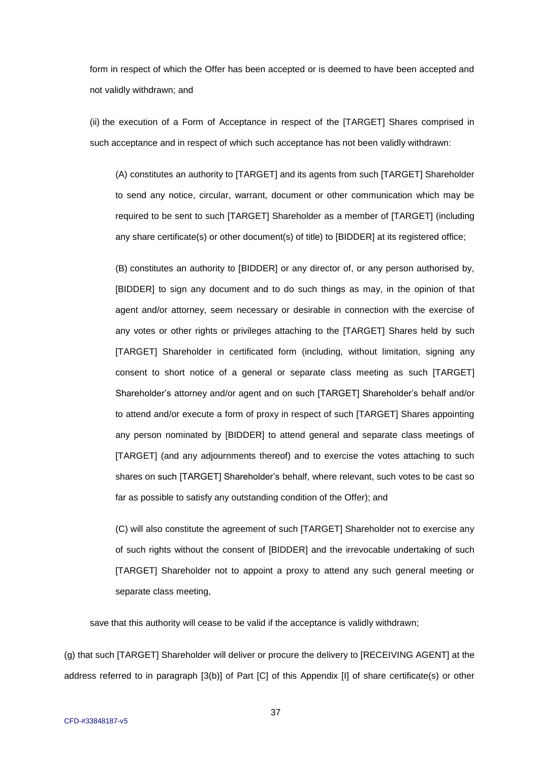form in respect of which the Offer has been accepted or is deemed to have been accepted and not validly withdrawn; and

(ii) the execution of a Form of Acceptance in respect of the [TARGET] Shares comprised in such acceptance and in respect of which such acceptance has not been validly withdrawn:

(A) constitutes an authority to [TARGET] and its agents from such [TARGET] Shareholder to send any notice, circular, warrant, document or other communication which may be required to be sent to such [TARGET] Shareholder as a member of [TARGET] (including any share certificate(s) or other document(s) of title) to [BIDDER] at its registered office;

(B) constitutes an authority to [BIDDER] or any director of, or any person authorised by, [BIDDER] to sign any document and to do such things as may, in the opinion of that agent and/or attorney, seem necessary or desirable in connection with the exercise of any votes or other rights or privileges attaching to the [TARGET] Shares held by such [TARGET] Shareholder in certificated form (including, without limitation, signing any consent to short notice of a general or separate class meeting as such [TARGET] Shareholder's attorney and/or agent and on such [TARGET] Shareholder's behalf and/or to attend and/or execute a form of proxy in respect of such [TARGET] Shares appointing any person nominated by [BIDDER] to attend general and separate class meetings of [TARGET] (and any adjournments thereof) and to exercise the votes attaching to such shares on such [TARGET] Shareholder's behalf, where relevant, such votes to be cast so far as possible to satisfy any outstanding condition of the Offer); and

(C) will also constitute the agreement of such [TARGET] Shareholder not to exercise any of such rights without the consent of [BIDDER] and the irrevocable undertaking of such [TARGET] Shareholder not to appoint a proxy to attend any such general meeting or separate class meeting,

save that this authority will cease to be valid if the acceptance is validly withdrawn;

(g) that such [TARGET] Shareholder will deliver or procure the delivery to [RECEIVING AGENT] at the address referred to in paragraph [3(b)] of Part [C] of this Appendix [I] of share certificate(s) or other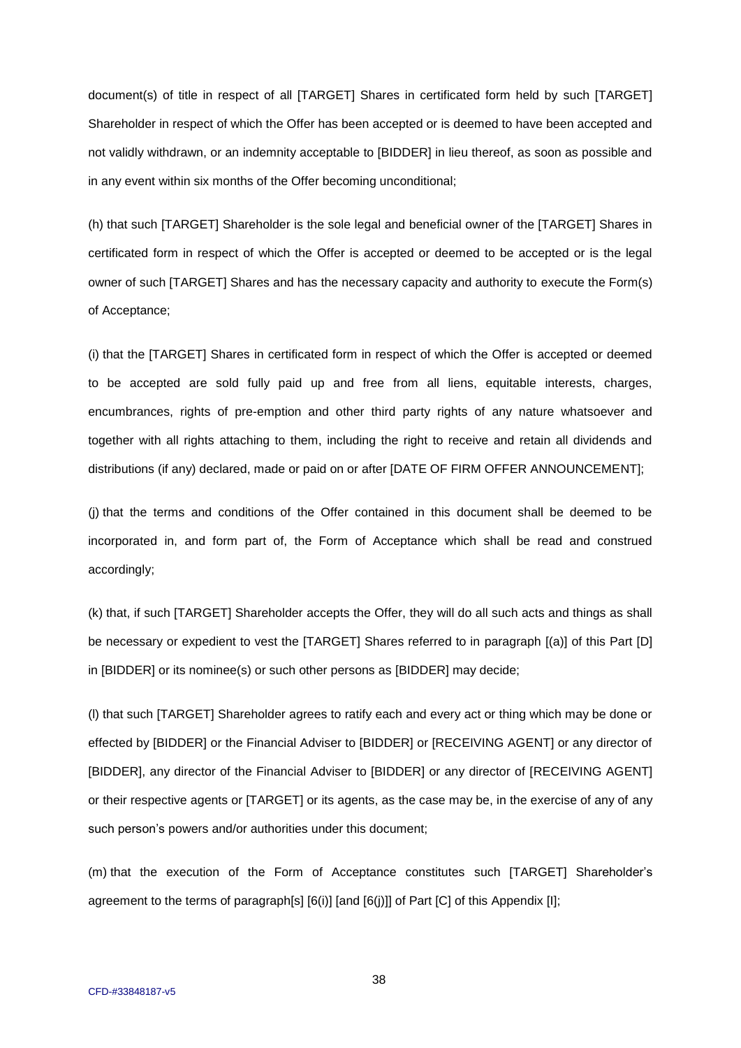document(s) of title in respect of all [TARGET] Shares in certificated form held by such [TARGET] Shareholder in respect of which the Offer has been accepted or is deemed to have been accepted and not validly withdrawn, or an indemnity acceptable to [BIDDER] in lieu thereof, as soon as possible and in any event within six months of the Offer becoming unconditional;

(h) that such [TARGET] Shareholder is the sole legal and beneficial owner of the [TARGET] Shares in certificated form in respect of which the Offer is accepted or deemed to be accepted or is the legal owner of such [TARGET] Shares and has the necessary capacity and authority to execute the Form(s) of Acceptance;

(i) that the [TARGET] Shares in certificated form in respect of which the Offer is accepted or deemed to be accepted are sold fully paid up and free from all liens, equitable interests, charges, encumbrances, rights of pre-emption and other third party rights of any nature whatsoever and together with all rights attaching to them, including the right to receive and retain all dividends and distributions (if any) declared, made or paid on or after [DATE OF FIRM OFFER ANNOUNCEMENT];

(j) that the terms and conditions of the Offer contained in this document shall be deemed to be incorporated in, and form part of, the Form of Acceptance which shall be read and construed accordingly;

(k) that, if such [TARGET] Shareholder accepts the Offer, they will do all such acts and things as shall be necessary or expedient to vest the [TARGET] Shares referred to in paragraph [(a)] of this Part [D] in [BIDDER] or its nominee(s) or such other persons as [BIDDER] may decide;

(l) that such [TARGET] Shareholder agrees to ratify each and every act or thing which may be done or effected by [BIDDER] or the Financial Adviser to [BIDDER] or [RECEIVING AGENT] or any director of [BIDDER], any director of the Financial Adviser to [BIDDER] or any director of [RECEIVING AGENT] or their respective agents or [TARGET] or its agents, as the case may be, in the exercise of any of any such person's powers and/or authorities under this document;

(m) that the execution of the Form of Acceptance constitutes such [TARGET] Shareholder's agreement to the terms of paragraph[s] [6(i)] [and [6(j)]] of Part [C] of this Appendix [I];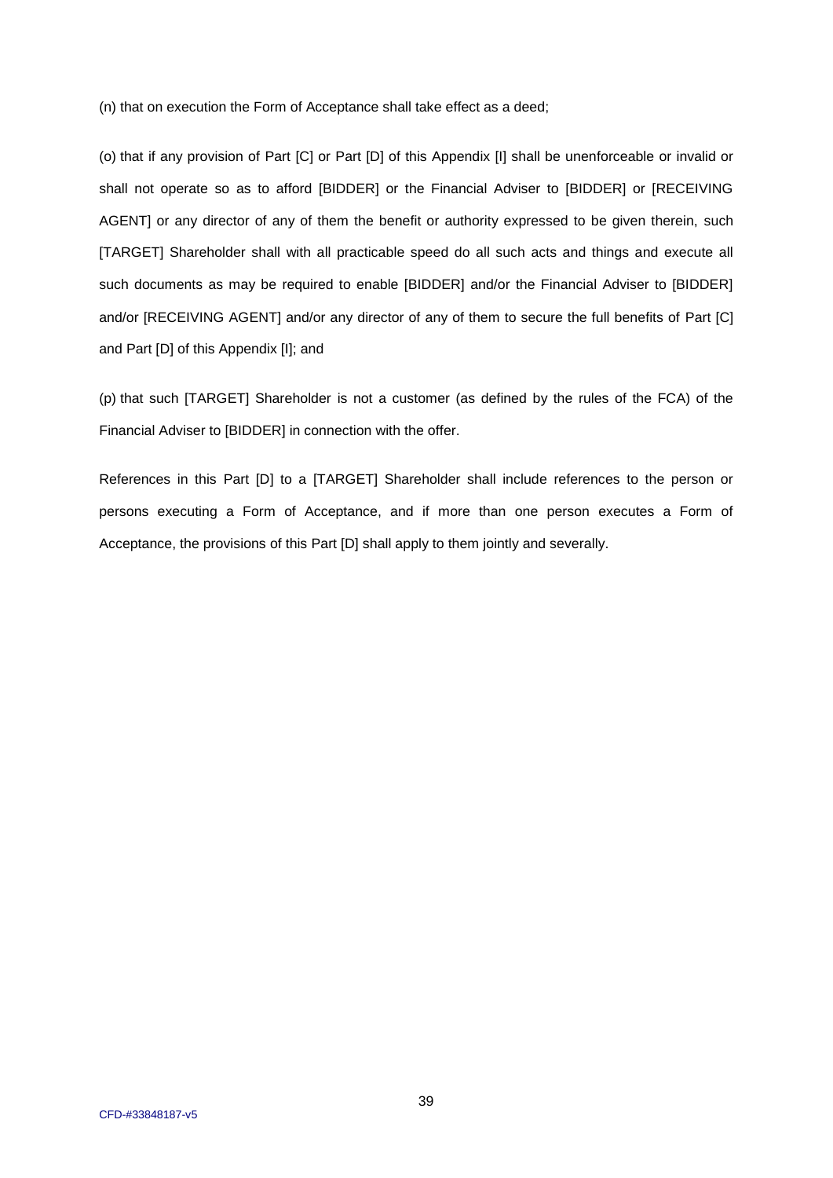(n) that on execution the Form of Acceptance shall take effect as a deed;

(o) that if any provision of Part [C] or Part [D] of this Appendix [I] shall be unenforceable or invalid or shall not operate so as to afford [BIDDER] or the Financial Adviser to [BIDDER] or [RECEIVING AGENT] or any director of any of them the benefit or authority expressed to be given therein, such [TARGET] Shareholder shall with all practicable speed do all such acts and things and execute all such documents as may be required to enable [BIDDER] and/or the Financial Adviser to [BIDDER] and/or [RECEIVING AGENT] and/or any director of any of them to secure the full benefits of Part [C] and Part [D] of this Appendix [I]; and

(p) that such [TARGET] Shareholder is not a customer (as defined by the rules of the FCA) of the Financial Adviser to [BIDDER] in connection with the offer.

References in this Part [D] to a [TARGET] Shareholder shall include references to the person or persons executing a Form of Acceptance, and if more than one person executes a Form of Acceptance, the provisions of this Part [D] shall apply to them jointly and severally.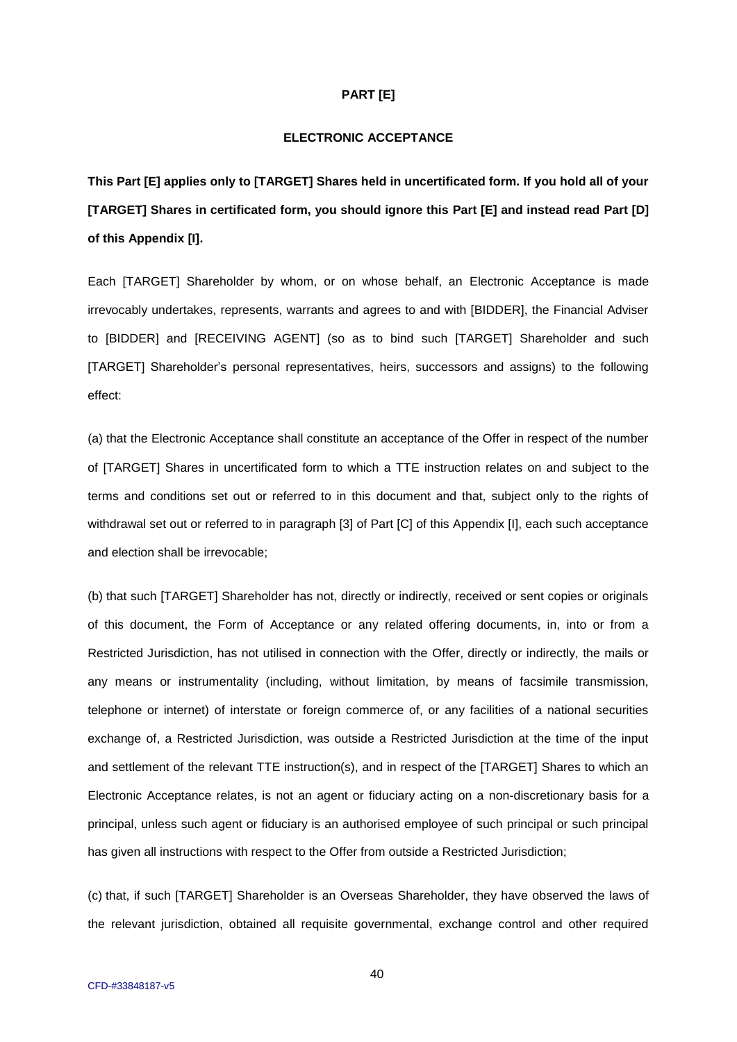**PART [E]**

**ELECTRONIC ACCEPTANCE**

**This Part [E] applies only to [TARGET] Shares held in uncertificated form. If you hold all of your [TARGET] Shares in certificated form, you should ignore this Part [E] and instead read Part [D] of this Appendix [I].**

Each [TARGET] Shareholder by whom, or on whose behalf, an Electronic Acceptance is made irrevocably undertakes, represents, warrants and agrees to and with [BIDDER], the Financial Adviser to [BIDDER] and [RECEIVING AGENT] (so as to bind such [TARGET] Shareholder and such [TARGET] Shareholder's personal representatives, heirs, successors and assigns) to the following effect:

(a) that the Electronic Acceptance shall constitute an acceptance of the Offer in respect of the number of [TARGET] Shares in uncertificated form to which a TTE instruction relates on and subject to the terms and conditions set out or referred to in this document and that, subject only to the rights of withdrawal set out or referred to in paragraph [3] of Part [C] of this Appendix [I], each such acceptance and election shall be irrevocable;

(b) that such [TARGET] Shareholder has not, directly or indirectly, received or sent copies or originals of this document, the Form of Acceptance or any related offering documents, in, into or from a Restricted Jurisdiction, has not utilised in connection with the Offer, directly or indirectly, the mails or any means or instrumentality (including, without limitation, by means of facsimile transmission, telephone or internet) of interstate or foreign commerce of, or any facilities of a national securities exchange of, a Restricted Jurisdiction, was outside a Restricted Jurisdiction at the time of the input and settlement of the relevant TTE instruction(s), and in respect of the [TARGET] Shares to which an Electronic Acceptance relates, is not an agent or fiduciary acting on a non-discretionary basis for a principal, unless such agent or fiduciary is an authorised employee of such principal or such principal has given all instructions with respect to the Offer from outside a Restricted Jurisdiction;

(c) that, if such [TARGET] Shareholder is an Overseas Shareholder, they have observed the laws of the relevant jurisdiction, obtained all requisite governmental, exchange control and other required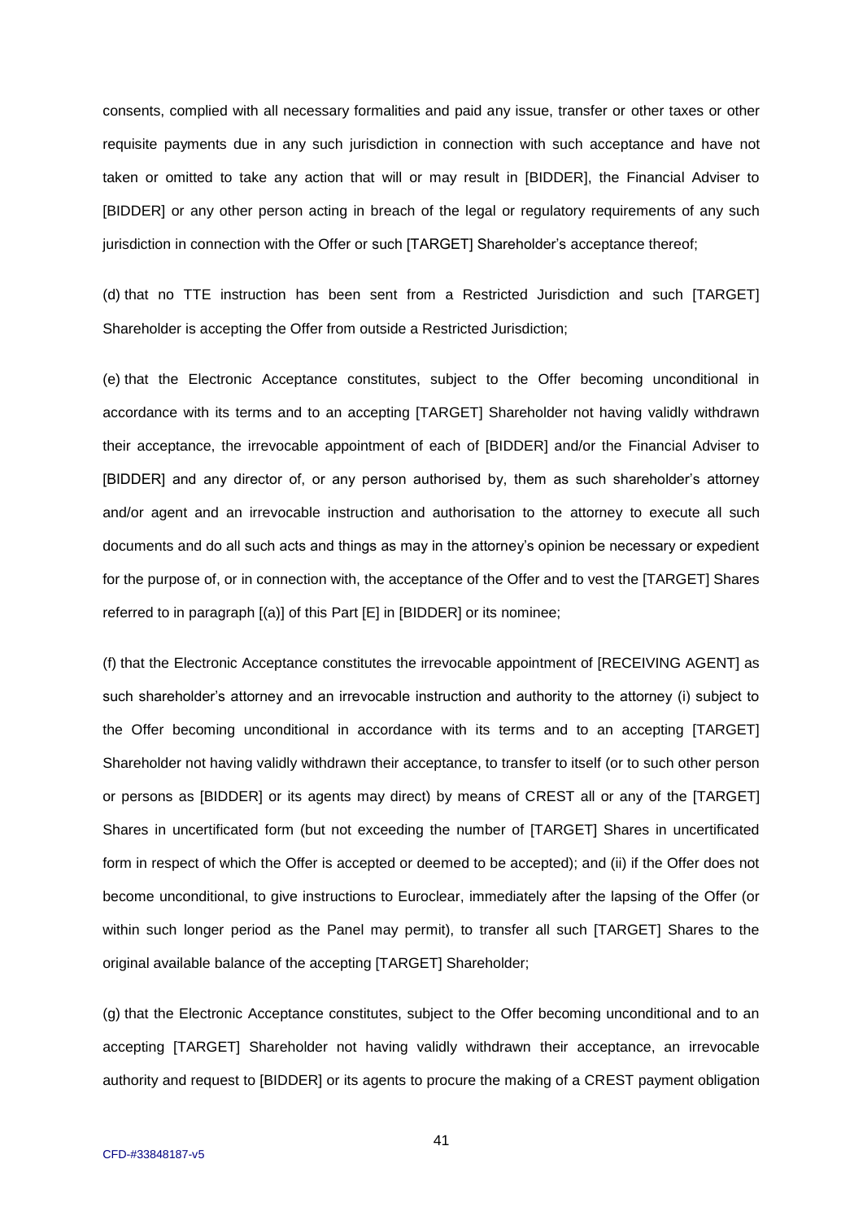consents, complied with all necessary formalities and paid any issue, transfer or other taxes or other requisite payments due in any such jurisdiction in connection with such acceptance and have not taken or omitted to take any action that will or may result in [BIDDER], the Financial Adviser to [BIDDER] or any other person acting in breach of the legal or regulatory requirements of any such jurisdiction in connection with the Offer or such [TARGET] Shareholder's acceptance thereof;

(d) that no TTE instruction has been sent from a Restricted Jurisdiction and such [TARGET] Shareholder is accepting the Offer from outside a Restricted Jurisdiction;

(e) that the Electronic Acceptance constitutes, subject to the Offer becoming unconditional in accordance with its terms and to an accepting [TARGET] Shareholder not having validly withdrawn their acceptance, the irrevocable appointment of each of [BIDDER] and/or the Financial Adviser to [BIDDER] and any director of, or any person authorised by, them as such shareholder's attorney and/or agent and an irrevocable instruction and authorisation to the attorney to execute all such documents and do all such acts and things as may in the attorney's opinion be necessary or expedient for the purpose of, or in connection with, the acceptance of the Offer and to vest the [TARGET] Shares referred to in paragraph [(a)] of this Part [E] in [BIDDER] or its nominee;

(f) that the Electronic Acceptance constitutes the irrevocable appointment of [RECEIVING AGENT] as such shareholder's attorney and an irrevocable instruction and authority to the attorney (i) subject to the Offer becoming unconditional in accordance with its terms and to an accepting [TARGET] Shareholder not having validly withdrawn their acceptance, to transfer to itself (or to such other person or persons as [BIDDER] or its agents may direct) by means of CREST all or any of the [TARGET] Shares in uncertificated form (but not exceeding the number of [TARGET] Shares in uncertificated form in respect of which the Offer is accepted or deemed to be accepted); and (ii) if the Offer does not become unconditional, to give instructions to Euroclear, immediately after the lapsing of the Offer (or within such longer period as the Panel may permit), to transfer all such [TARGET] Shares to the original available balance of the accepting [TARGET] Shareholder;

(g) that the Electronic Acceptance constitutes, subject to the Offer becoming unconditional and to an accepting [TARGET] Shareholder not having validly withdrawn their acceptance, an irrevocable authority and request to [BIDDER] or its agents to procure the making of a CREST payment obligation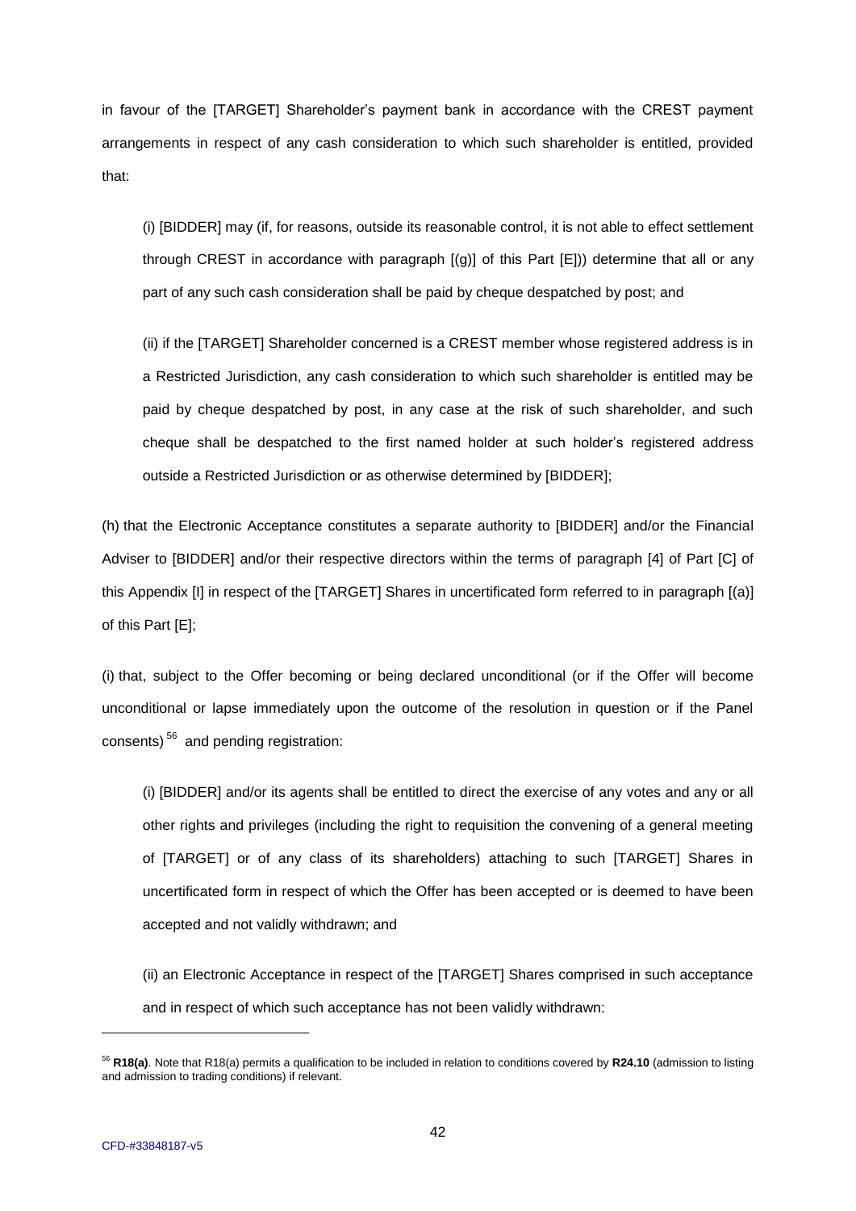in favour of the [TARGET] Shareholder's payment bank in accordance with the CREST payment arrangements in respect of any cash consideration to which such shareholder is entitled, provided that:

(i) [BIDDER] may (if, for reasons, outside its reasonable control, it is not able to effect settlement through CREST in accordance with paragraph [(g)] of this Part [E])) determine that all or any part of any such cash consideration shall be paid by cheque despatched by post; and

(ii) if the [TARGET] Shareholder concerned is a CREST member whose registered address is in a Restricted Jurisdiction, any cash consideration to which such shareholder is entitled may be paid by cheque despatched by post, in any case at the risk of such shareholder, and such cheque shall be despatched to the first named holder at such holder's registered address outside a Restricted Jurisdiction or as otherwise determined by [BIDDER];

(h) that the Electronic Acceptance constitutes a separate authority to [BIDDER] and/or the Financial Adviser to [BIDDER] and/or their respective directors within the terms of paragraph [4] of Part [C] of this Appendix [I] in respect of the [TARGET] Shares in uncertificated form referred to in paragraph [(a)] of this Part [E];

(i) that, subject to the Offer becoming or being declared unconditional (or if the Offer will become unconditional or lapse immediately upon the outcome of the resolution in question or if the Panel consents) [56] and pending registration:

(i) [BIDDER] and/or its agents shall be entitled to direct the exercise of any votes and any or all other rights and privileges (including the right to requisition the convening of a general meeting of [TARGET] or of any class of its shareholders) attaching to such [TARGET] Shares in uncertificated form in respect of which the Offer has been accepted or is deemed to have been accepted and not validly withdrawn; and

(ii) an Electronic Acceptance in respect of the [TARGET] Shares comprised in such acceptance and in respect of which such acceptance has not been validly withdrawn:

---

[56] **R18(a)**. Note that R18(a) permits a qualification to be included in relation to conditions covered by **R24.10** (admission to listing and admission to trading conditions) if relevant.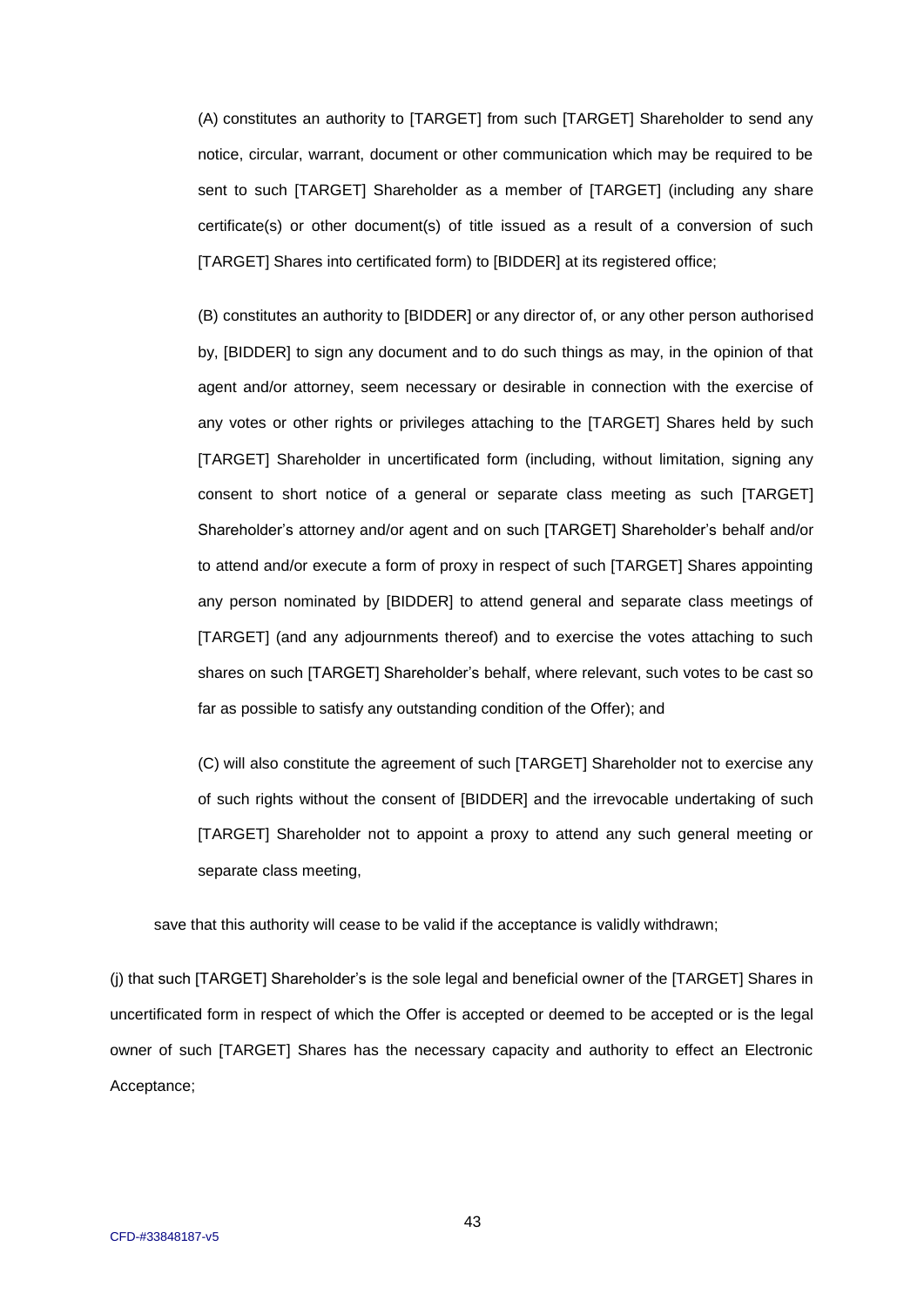(A) constitutes an authority to [TARGET] from such [TARGET] Shareholder to send any notice, circular, warrant, document or other communication which may be required to be sent to such [TARGET] Shareholder as a member of [TARGET] (including any share certificate(s) or other document(s) of title issued as a result of a conversion of such [TARGET] Shares into certificated form) to [BIDDER] at its registered office;

(B) constitutes an authority to [BIDDER] or any director of, or any other person authorised by, [BIDDER] to sign any document and to do such things as may, in the opinion of that agent and/or attorney, seem necessary or desirable in connection with the exercise of any votes or other rights or privileges attaching to the [TARGET] Shares held by such [TARGET] Shareholder in uncertificated form (including, without limitation, signing any consent to short notice of a general or separate class meeting as such [TARGET] Shareholder's attorney and/or agent and on such [TARGET] Shareholder's behalf and/or to attend and/or execute a form of proxy in respect of such [TARGET] Shares appointing any person nominated by [BIDDER] to attend general and separate class meetings of [TARGET] (and any adjournments thereof) and to exercise the votes attaching to such shares on such [TARGET] Shareholder's behalf, where relevant, such votes to be cast so far as possible to satisfy any outstanding condition of the Offer); and

(C) will also constitute the agreement of such [TARGET] Shareholder not to exercise any of such rights without the consent of [BIDDER] and the irrevocable undertaking of such [TARGET] Shareholder not to appoint a proxy to attend any such general meeting or separate class meeting,

save that this authority will cease to be valid if the acceptance is validly withdrawn;

(j) that such [TARGET] Shareholder's is the sole legal and beneficial owner of the [TARGET] Shares in uncertificated form in respect of which the Offer is accepted or deemed to be accepted or is the legal owner of such [TARGET] Shares has the necessary capacity and authority to effect an Electronic Acceptance;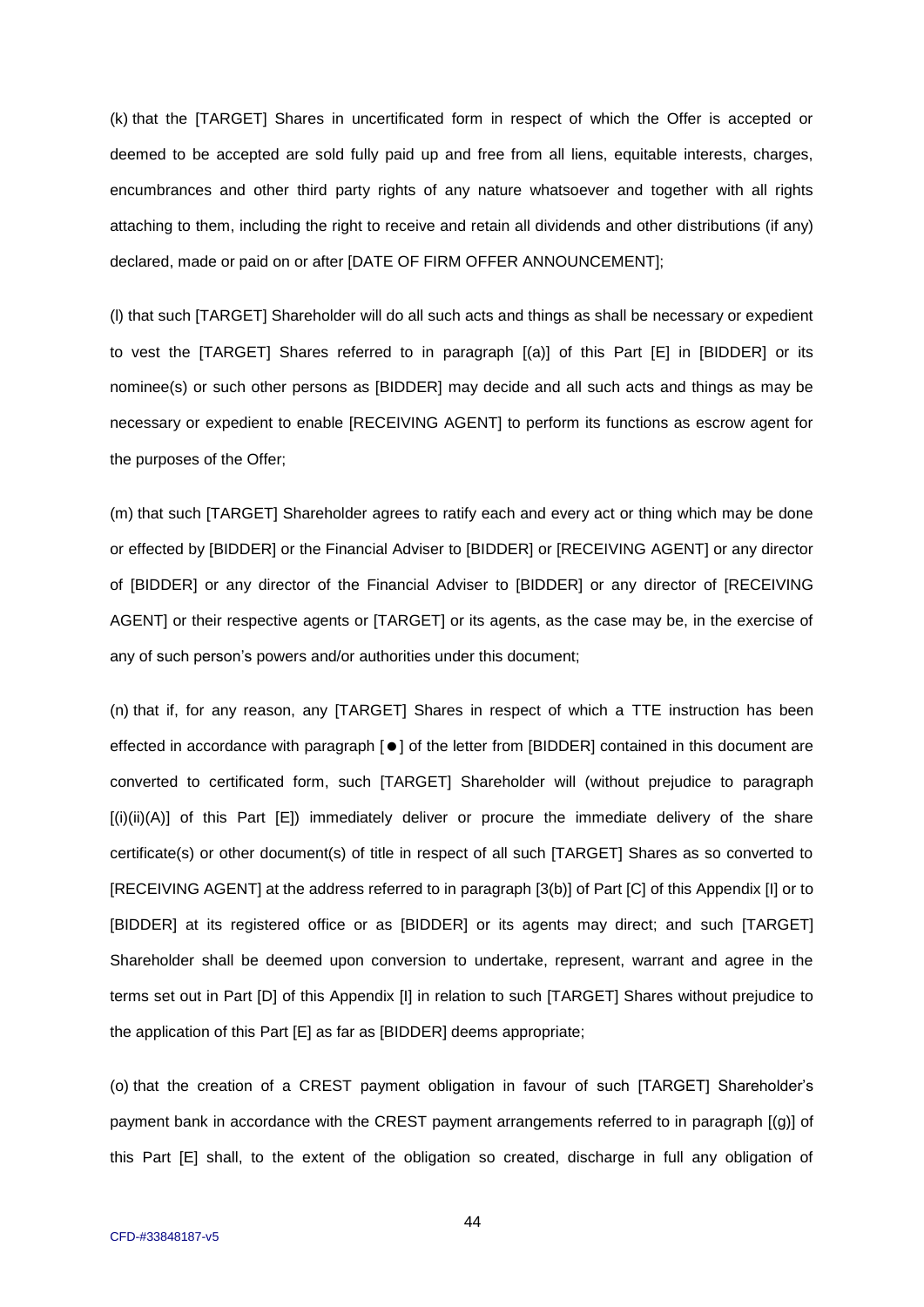(k) that the [TARGET] Shares in uncertificated form in respect of which the Offer is accepted or deemed to be accepted are sold fully paid up and free from all liens, equitable interests, charges, encumbrances and other third party rights of any nature whatsoever and together with all rights attaching to them, including the right to receive and retain all dividends and other distributions (if any) declared, made or paid on or after [DATE OF FIRM OFFER ANNOUNCEMENT];

(l) that such [TARGET] Shareholder will do all such acts and things as shall be necessary or expedient to vest the [TARGET] Shares referred to in paragraph [(a)] of this Part [E] in [BIDDER] or its nominee(s) or such other persons as [BIDDER] may decide and all such acts and things as may be necessary or expedient to enable [RECEIVING AGENT] to perform its functions as escrow agent for the purposes of the Offer;

(m) that such [TARGET] Shareholder agrees to ratify each and every act or thing which may be done or effected by [BIDDER] or the Financial Adviser to [BIDDER] or [RECEIVING AGENT] or any director of [BIDDER] or any director of the Financial Adviser to [BIDDER] or any director of [RECEIVING AGENT] or their respective agents or [TARGET] or its agents, as the case may be, in the exercise of any of such person's powers and/or authorities under this document;

(n) that if, for any reason, any [TARGET] Shares in respect of which a TTE instruction has been effected in accordance with paragraph [●] of the letter from [BIDDER] contained in this document are converted to certificated form, such [TARGET] Shareholder will (without prejudice to paragraph [(i)(ii)(A)] of this Part [E]) immediately deliver or procure the immediate delivery of the share certificate(s) or other document(s) of title in respect of all such [TARGET] Shares as so converted to [RECEIVING AGENT] at the address referred to in paragraph [3(b)] of Part [C] of this Appendix [I] or to [BIDDER] at its registered office or as [BIDDER] or its agents may direct; and such [TARGET] Shareholder shall be deemed upon conversion to undertake, represent, warrant and agree in the terms set out in Part [D] of this Appendix [I] in relation to such [TARGET] Shares without prejudice to the application of this Part [E] as far as [BIDDER] deems appropriate;

(o) that the creation of a CREST payment obligation in favour of such [TARGET] Shareholder's payment bank in accordance with the CREST payment arrangements referred to in paragraph [(g)] of this Part [E] shall, to the extent of the obligation so created, discharge in full any obligation of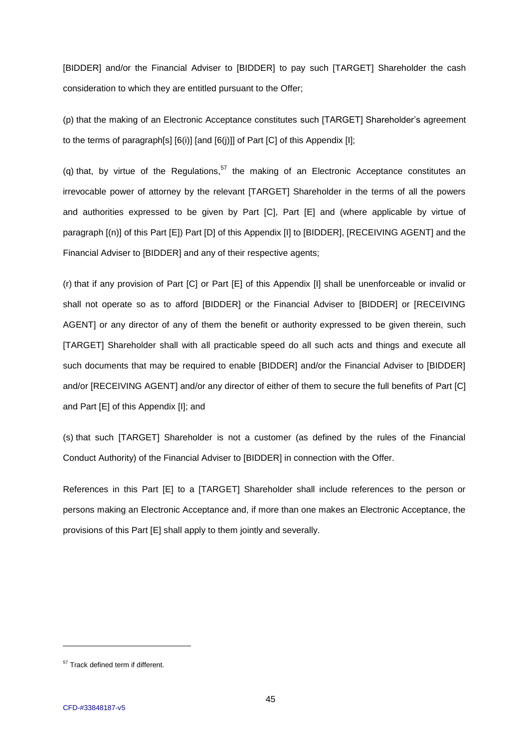[BIDDER] and/or the Financial Adviser to [BIDDER] to pay such [TARGET] Shareholder the cash consideration to which they are entitled pursuant to the Offer;

(p) that the making of an Electronic Acceptance constitutes such [TARGET] Shareholder's agreement to the terms of paragraph[s] [6(i)] [and [6(j)]] of Part [C] of this Appendix [I];

(q) that, by virtue of the Regulations,[57] the making of an Electronic Acceptance constitutes an irrevocable power of attorney by the relevant [TARGET] Shareholder in the terms of all the powers and authorities expressed to be given by Part [C], Part [E] and (where applicable by virtue of paragraph [(n)] of this Part [E]) Part [D] of this Appendix [I] to [BIDDER], [RECEIVING AGENT] and the Financial Adviser to [BIDDER] and any of their respective agents;

(r) that if any provision of Part [C] or Part [E] of this Appendix [I] shall be unenforceable or invalid or shall not operate so as to afford [BIDDER] or the Financial Adviser to [BIDDER] or [RECEIVING AGENT] or any director of any of them the benefit or authority expressed to be given therein, such [TARGET] Shareholder shall with all practicable speed do all such acts and things and execute all such documents that may be required to enable [BIDDER] and/or the Financial Adviser to [BIDDER] and/or [RECEIVING AGENT] and/or any director of either of them to secure the full benefits of Part [C] and Part [E] of this Appendix [I]; and

(s) that such [TARGET] Shareholder is not a customer (as defined by the rules of the Financial Conduct Authority) of the Financial Adviser to [BIDDER] in connection with the Offer.

References in this Part [E] to a [TARGET] Shareholder shall include references to the person or persons making an Electronic Acceptance and, if more than one makes an Electronic Acceptance, the provisions of this Part [E] shall apply to them jointly and severally.

[57] Track defined term if different.